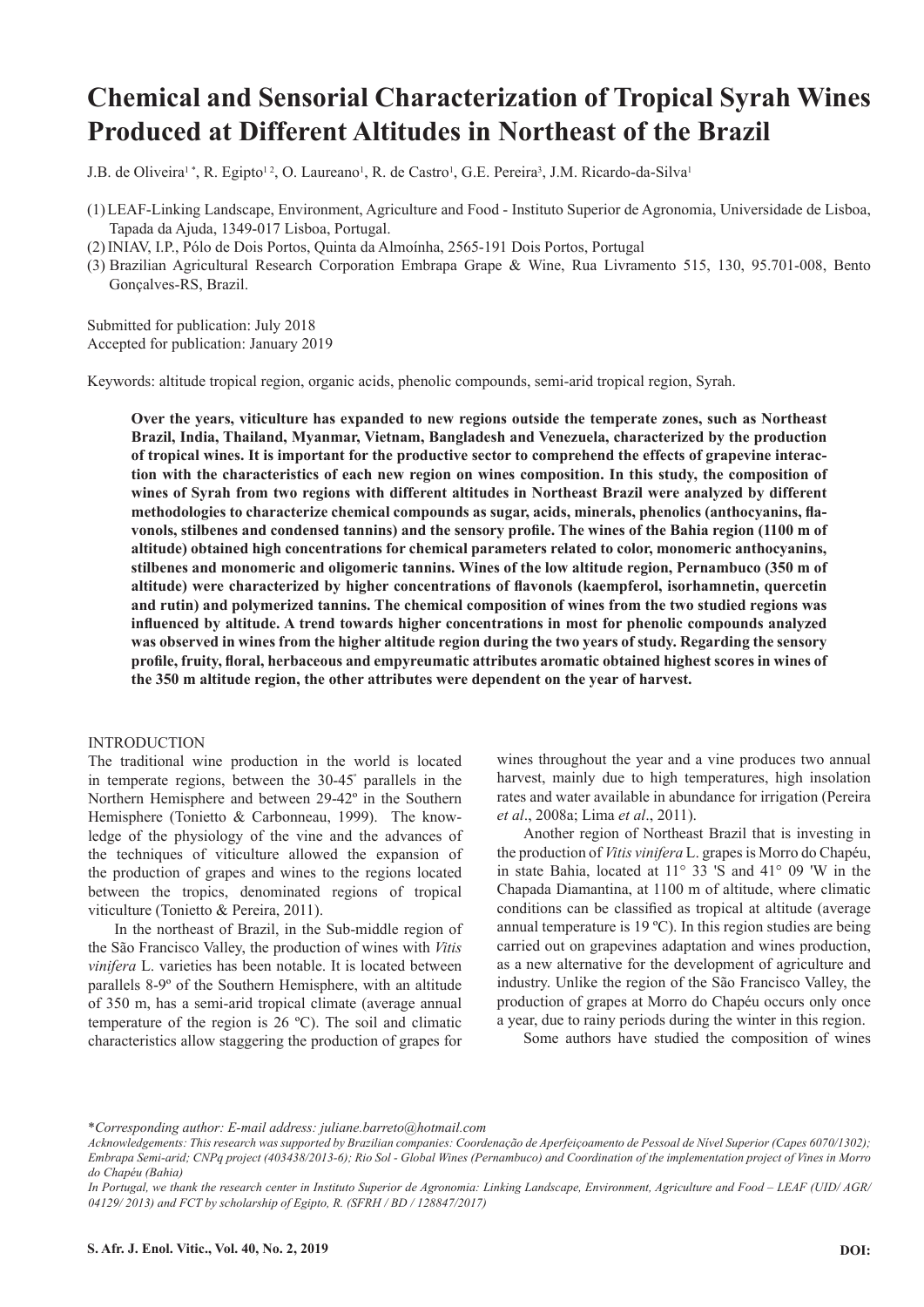# Chemical and Sensorial Characterization of Tropical Syrah Wines Produced at Different Altitudes in Northeast of the Brazil

J.B. de Oliveira[1 *], R. Egipto[1 2], O. Laureano[1], R. de Castro[1], G.E. Pereira[3], J.M. Ricardo-da-Silva[1]

(1) LEAF-Linking Landscape, Environment, Agriculture and Food - Instituto Superior de Agronomia, Universidade de Lisboa, Tapada da Ajuda, 1349-017 Lisboa, Portugal.
(2) INIAV, I.P., Pólo de Dois Portos, Quinta da Almoínha, 2565-191 Dois Portos, Portugal
(3) Brazilian Agricultural Research Corporation Embrapa Grape & Wine, Rua Livramento 515, 130, 95.701-008, Bento Gonçalves-RS, Brazil.

Submitted for publication: July 2018
Accepted for publication: January 2019

Keywords: altitude tropical region, organic acids, phenolic compounds, semi-arid tropical region, Syrah.

**Over the years, viticulture has expanded to new regions outside the temperate zones, such as Northeast Brazil, India, Thailand, Myanmar, Vietnam, Bangladesh and Venezuela, characterized by the production of tropical wines. It is important for the productive sector to comprehend the effects of grapevine interaction with the characteristics of each new region on wines composition. In this study, the composition of wines of Syrah from two regions with different altitudes in Northeast Brazil were analyzed by different methodologies to characterize chemical compounds as sugar, acids, minerals, phenolics (anthocyanins, flavonols, stilbenes and condensed tannins) and the sensory profile. The wines of the Bahia region (1100 m of altitude) obtained high concentrations for chemical parameters related to color, monomeric anthocyanins, stilbenes and monomeric and oligomeric tannins. Wines of the low altitude region, Pernambuco (350 m of altitude) were characterized by higher concentrations of flavonols (kaempferol, isorhamnetin, quercetin and rutin) and polymerized tannins. The chemical composition of wines from the two studied regions was influenced by altitude. A trend towards higher concentrations in most for phenolic compounds analyzed was observed in wines from the higher altitude region during the two years of study. Regarding the sensory profile, fruity, floral, herbaceous and empyreumatic attributes aromatic obtained highest scores in wines of the 350 m altitude region, the other attributes were dependent on the year of harvest.**

## INTRODUCTION

The traditional wine production in the world is located in temperate regions, between the 30-45° parallels in the Northern Hemisphere and between 29-42° in the Southern Hemisphere (Tonietto & Carbonneau, 1999). The knowledge of the physiology of the vine and the advances of the techniques of viticulture allowed the expansion of the production of grapes and wines to the regions located between the tropics, denominated regions of tropical viticulture (Tonietto & Pereira, 2011).

In the northeast of Brazil, in the Sub-middle region of the São Francisco Valley, the production of wines with *Vitis vinifera* L. varieties has been notable. It is located between parallels 8-9º of the Southern Hemisphere, with an altitude of 350 m, has a semi-arid tropical climate (average annual temperature of the region is 26 ºC). The soil and climatic characteristics allow staggering the production of grapes for wines throughout the year and a vine produces two annual harvest, mainly due to high temperatures, high insolation rates and water available in abundance for irrigation (Pereira *et al*., 2008a; Lima *et al*., 2011).

Another region of Northeast Brazil that is investing in the production of *Vitis vinifera* L. grapes is Morro do Chapéu, in state Bahia, located at 11° 33 'S and 41° 09 'W in the Chapada Diamantina, at 1100 m of altitude, where climatic conditions can be classified as tropical at altitude (average annual temperature is 19 ºC). In this region studies are being carried out on grapevines adaptation and wines production, as a new alternative for the development of agriculture and industry. Unlike the region of the São Francisco Valley, the production of grapes at Morro do Chapéu occurs only once a year, due to rainy periods during the winter in this region.

Some authors have studied the composition of wines

*\*Corresponding author: E-mail address: juliane.barreto@hotmail.com*

*Acknowledgements: This research was supported by Brazilian companies: Coordenação de Aperfeiçoamento de Pessoal de Nível Superior (Capes 6070/1302); Embrapa Semi-arid; CNPq project (403438/2013-6); Rio Sol - Global Wines (Pernambuco) and Coordination of the implementation project of Vines in Morro do Chapéu (Bahia)*

*In Portugal, we thank the research center in Instituto Superior de Agronomia: Linking Landscape, Environment, Agriculture and Food – LEAF (UID/ AGR/ 04129/ 2013) and FCT by scholarship of Egipto, R. (SFRH / BD / 128847/2017)*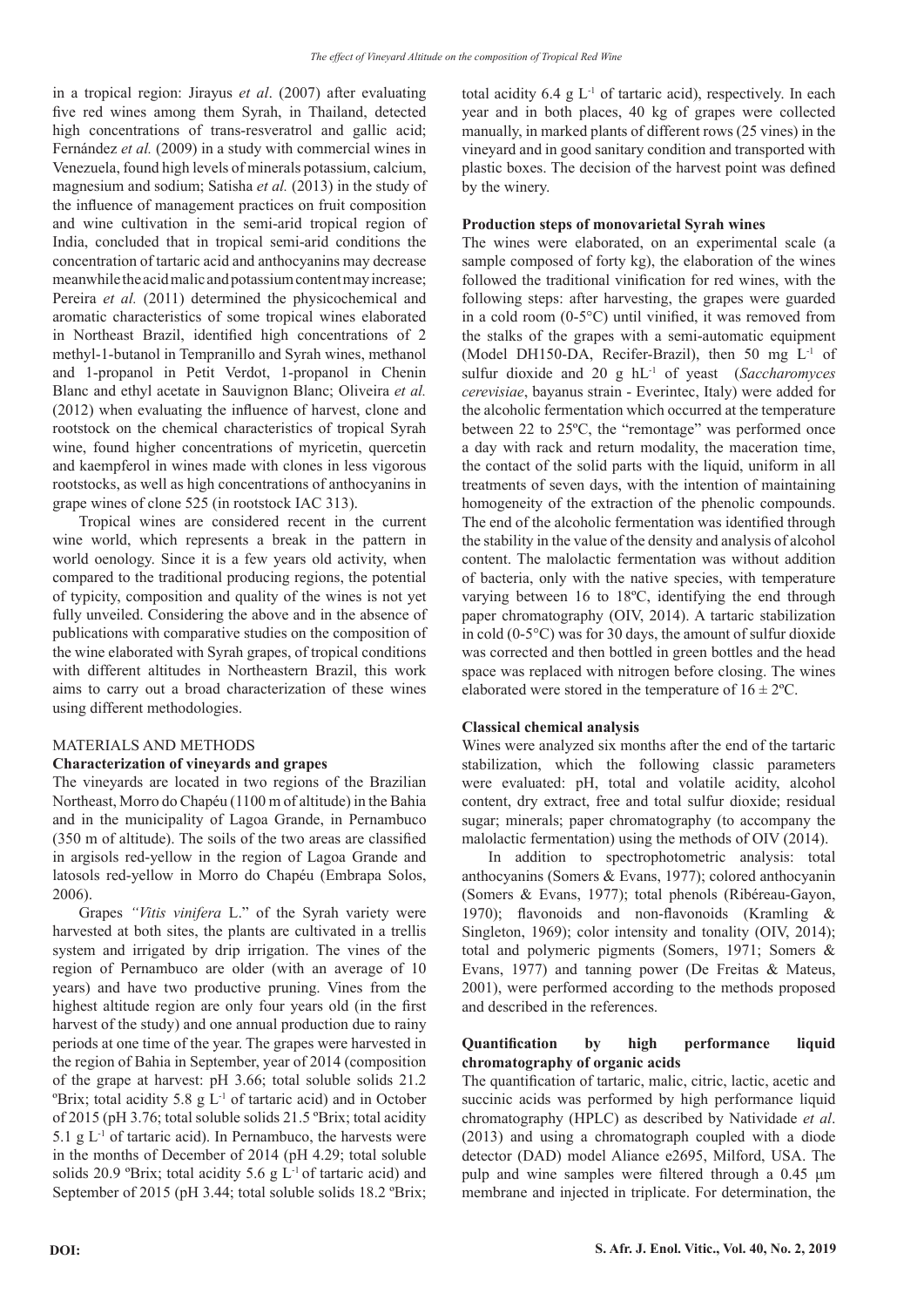in a tropical region: Jirayus *et al*. (2007) after evaluating five red wines among them Syrah, in Thailand, detected high concentrations of trans-resveratrol and gallic acid; Fernández *et al.* (2009) in a study with commercial wines in Venezuela, found high levels of minerals potassium, calcium, magnesium and sodium; Satisha *et al.* (2013) in the study of the influence of management practices on fruit composition and wine cultivation in the semi-arid tropical region of India, concluded that in tropical semi-arid conditions the concentration of tartaric acid and anthocyanins may decrease meanwhile the acid malic and potassium content may increase; Pereira *et al.* (2011) determined the physicochemical and aromatic characteristics of some tropical wines elaborated in Northeast Brazil, identified high concentrations of 2 methyl-1-butanol in Tempranillo and Syrah wines, methanol and 1-propanol in Petit Verdot, 1-propanol in Chenin Blanc and ethyl acetate in Sauvignon Blanc; Oliveira *et al.* (2012) when evaluating the influence of harvest, clone and rootstock on the chemical characteristics of tropical Syrah wine, found higher concentrations of myricetin, quercetin and kaempferol in wines made with clones in less vigorous rootstocks, as well as high concentrations of anthocyanins in grape wines of clone 525 (in rootstock IAC 313).

Tropical wines are considered recent in the current wine world, which represents a break in the pattern in world oenology. Since it is a few years old activity, when compared to the traditional producing regions, the potential of typicity, composition and quality of the wines is not yet fully unveiled. Considering the above and in the absence of publications with comparative studies on the composition of the wine elaborated with Syrah grapes, of tropical conditions with different altitudes in Northeastern Brazil, this work aims to carry out a broad characterization of these wines using different methodologies.

## MATERIALS AND METHODS

### Characterization of vineyards and grapes

The vineyards are located in two regions of the Brazilian Northeast, Morro do Chapéu (1100 m of altitude) in the Bahia and in the municipality of Lagoa Grande, in Pernambuco (350 m of altitude). The soils of the two areas are classified in argisols red-yellow in the region of Lagoa Grande and latosols red-yellow in Morro do Chapéu (Embrapa Solos, 2006).

Grapes *"Vitis vinifera* L." of the Syrah variety were harvested at both sites, the plants are cultivated in a trellis system and irrigated by drip irrigation. The vines of the region of Pernambuco are older (with an average of 10 years) and have two productive pruning. Vines from the highest altitude region are only four years old (in the first harvest of the study) and one annual production due to rainy periods at one time of the year. The grapes were harvested in the region of Bahia in September, year of 2014 (composition of the grape at harvest: pH 3.66; total soluble solids 21.2 ºBrix; total acidity 5.8 g $L^{-1}$ of tartaric acid) and in October of 2015 (pH 3.76; total soluble solids 21.5 ºBrix; total acidity 5.1 g $L^{-1}$ of tartaric acid). In Pernambuco, the harvests were in the months of December of 2014 (pH 4.29; total soluble solids 20.9 ºBrix; total acidity 5.6 g $L^{-1}$ of tartaric acid) and September of 2015 (pH 3.44; total soluble solids 18.2 ºBrix; total acidity 6.4 g $L^{-1}$ of tartaric acid), respectively. In each year and in both places, 40 kg of grapes were collected manually, in marked plants of different rows (25 vines) in the vineyard and in good sanitary condition and transported with plastic boxes. The decision of the harvest point was defined by the winery.

### Production steps of monovarietal Syrah wines

The wines were elaborated, on an experimental scale (a sample composed of forty kg), the elaboration of the wines followed the traditional vinification for red wines, with the following steps: after harvesting, the grapes were guarded in a cold room (0-5°C) until vinified, it was removed from the stalks of the grapes with a semi-automatic equipment (Model DH150-DA, Recifer-Brazil), then 50 mg $L^{-1}$ of sulfur dioxide and 20 g $hL^{-1}$ of yeast (*Saccharomyces cerevisiae*, bayanus strain - Everintec, Italy) were added for the alcoholic fermentation which occurred at the temperature between 22 to 25ºC, the "remontage" was performed once a day with rack and return modality, the maceration time, the contact of the solid parts with the liquid, uniform in all treatments of seven days, with the intention of maintaining homogeneity of the extraction of the phenolic compounds. The end of the alcoholic fermentation was identified through the stability in the value of the density and analysis of alcohol content. The malolactic fermentation was without addition of bacteria, only with the native species, with temperature varying between 16 to 18ºC, identifying the end through paper chromatography (OIV, 2014). A tartaric stabilization in cold (0-5°C) was for 30 days, the amount of sulfur dioxide was corrected and then bottled in green bottles and the head space was replaced with nitrogen before closing. The wines elaborated were stored in the temperature of 16 ± 2ºC.

### Classical chemical analysis

Wines were analyzed six months after the end of the tartaric stabilization, which the following classic parameters were evaluated: pH, total and volatile acidity, alcohol content, dry extract, free and total sulfur dioxide; residual sugar; minerals; paper chromatography (to accompany the malolactic fermentation) using the methods of OIV (2014).

In addition to spectrophotometric analysis: total anthocyanins (Somers & Evans, 1977); colored anthocyanin (Somers & Evans, 1977); total phenols (Ribéreau-Gayon, 1970); flavonoids and non-flavonoids (Kramling & Singleton, 1969); color intensity and tonality (OIV, 2014); total and polymeric pigments (Somers, 1971; Somers & Evans, 1977) and tanning power (De Freitas & Mateus, 2001), were performed according to the methods proposed and described in the references.

### Quantification by high performance liquid chromatography of organic acids

The quantification of tartaric, malic, citric, lactic, acetic and succinic acids was performed by high performance liquid chromatography (HPLC) as described by Natividade *et al*. (2013) and using a chromatograph coupled with a diode detector (DAD) model Aliance e2695, Milford, USA. The pulp and wine samples were filtered through a 0.45 µm membrane and injected in triplicate. For determination, the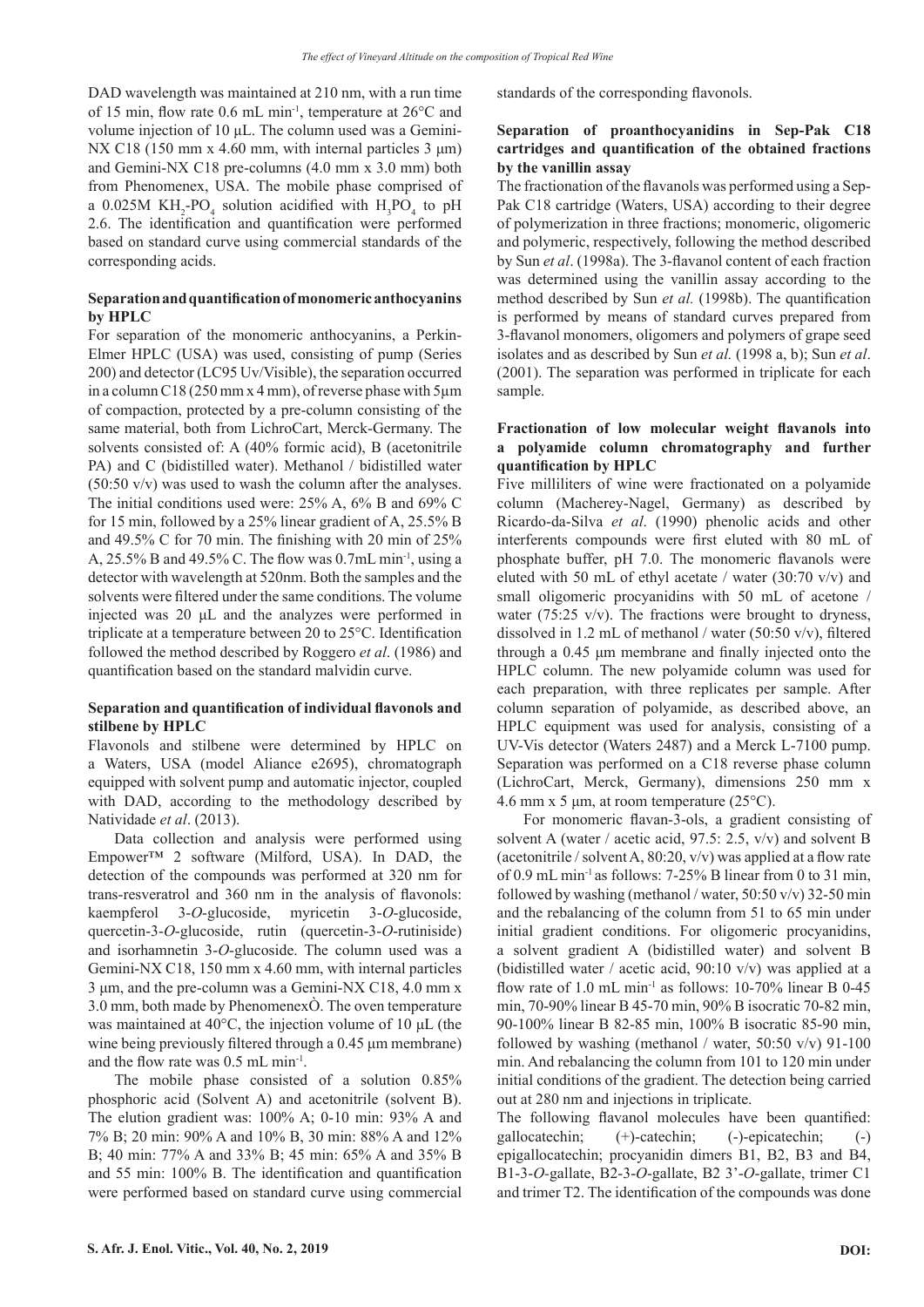DAD wavelength was maintained at 210 nm, with a run time of 15 min, flow rate 0.6 mL min$^{-1}$, temperature at 26°C and volume injection of 10 µL. The column used was a Gemini-NX C18 (150 mm x 4.60 mm, with internal particles 3 µm) and Gemini-NX C18 pre-columns (4.0 mm x 3.0 mm) both from Phenomenex, USA. The mobile phase comprised of a 0.025M $KH_2$-$PO_4$ solution acidified with $H_3PO_4$ to pH 2.6. The identification and quantification were performed based on standard curve using commercial standards of the corresponding acids.

**Separation and quantification of monomeric anthocyanins by HPLC**

For separation of the monomeric anthocyanins, a Perkin-Elmer HPLC (USA) was used, consisting of pump (Series 200) and detector (LC95 Uv/Visible), the separation occurred in a column C18 (250 mm x 4 mm), of reverse phase with 5µm of compaction, protected by a pre-column consisting of the same material, both from LichroCart, Merck-Germany. The solvents consisted of: A (40% formic acid), B (acetonitrile PA) and C (bidistilled water). Methanol / bidistilled water (50:50 v/v) was used to wash the column after the analyses. The initial conditions used were: 25% A, 6% B and 69% C for 15 min, followed by a 25% linear gradient of A, 25.5% B and 49.5% C for 70 min. The finishing with 20 min of 25% A, 25.5% B and 49.5% C. The flow was 0.7mL min$^{-1}$, using a detector with wavelength at 520nm. Both the samples and the solvents were filtered under the same conditions. The volume injected was 20 µL and the analyzes were performed in triplicate at a temperature between 20 to 25°C. Identification followed the method described by Roggero *et al*. (1986) and quantification based on the standard malvidin curve.

**Separation and quantification of individual flavonols and stilbene by HPLC**

Flavonols and stilbene were determined by HPLC on a Waters, USA (model Aliance e2695), chromatograph equipped with solvent pump and automatic injector, coupled with DAD, according to the methodology described by Natividade *et al*. (2013).

Data collection and analysis were performed using Empower™ 2 software (Milford, USA). In DAD, the detection of the compounds was performed at 320 nm for trans-resveratrol and 360 nm in the analysis of flavonols: kaempferol 3-*O*-glucoside, myricetin 3-*O*-glucoside, quercetin-3-*O*-glucoside, rutin (quercetin-3-*O*-rutiniside) and isorhamnetin 3-*O*-glucoside. The column used was a Gemini-NX C18, 150 mm x 4.60 mm, with internal particles 3 µm, and the pre-column was a Gemini-NX C18, 4.0 mm x 3.0 mm, both made by PhenomenexÒ. The oven temperature was maintained at 40°C, the injection volume of 10 µL (the wine being previously filtered through a 0.45 µm membrane) and the flow rate was 0.5 mL min$^{-1}$.

The mobile phase consisted of a solution 0.85% phosphoric acid (Solvent A) and acetonitrile (solvent B). The elution gradient was: 100% A; 0-10 min: 93% A and 7% B; 20 min: 90% A and 10% B, 30 min: 88% A and 12% B; 40 min: 77% A and 33% B; 45 min: 65% A and 35% B and 55 min: 100% B. The identification and quantification were performed based on standard curve using commercial standards of the corresponding flavonols.

**Separation of proanthocyanidins in Sep-Pak C18 cartridges and quantification of the obtained fractions by the vanillin assay**

The fractionation of the flavanols was performed using a Sep-Pak C18 cartridge (Waters, USA) according to their degree of polymerization in three fractions; monomeric, oligomeric and polymeric, respectively, following the method described by Sun *et al*. (1998a). The 3-flavanol content of each fraction was determined using the vanillin assay according to the method described by Sun *et al.* (1998b). The quantification is performed by means of standard curves prepared from 3-flavanol monomers, oligomers and polymers of grape seed isolates and as described by Sun *et al.* (1998 a, b); Sun *et al*. (2001). The separation was performed in triplicate for each sample.

**Fractionation of low molecular weight flavanols into a polyamide column chromatography and further quantification by HPLC**

Five milliliters of wine were fractionated on a polyamide column (Macherey-Nagel, Germany) as described by Ricardo-da-Silva *et al*. (1990) phenolic acids and other interferents compounds were first eluted with 80 mL of phosphate buffer, pH 7.0. The monomeric flavanols were eluted with 50 mL of ethyl acetate / water (30:70 v/v) and small oligomeric procyanidins with 50 mL of acetone / water (75:25 v/v). The fractions were brought to dryness, dissolved in 1.2 mL of methanol / water (50:50 v/v), filtered through a 0.45 µm membrane and finally injected onto the HPLC column. The new polyamide column was used for each preparation, with three replicates per sample. After column separation of polyamide, as described above, an HPLC equipment was used for analysis, consisting of a UV-Vis detector (Waters 2487) and a Merck L-7100 pump. Separation was performed on a C18 reverse phase column (LichroCart, Merck, Germany), dimensions 250 mm x 4.6 mm x 5 µm, at room temperature (25°C).

For monomeric flavan-3-ols, a gradient consisting of solvent A (water / acetic acid, 97.5: 2.5, v/v) and solvent B (acetonitrile / solvent A, 80:20, v/v) was applied at a flow rate of 0.9 mL min$^{-1}$ as follows: 7-25% B linear from 0 to 31 min, followed by washing (methanol / water, 50:50 v/v) 32-50 min and the rebalancing of the column from 51 to 65 min under initial gradient conditions. For oligomeric procyanidins, a solvent gradient A (bidistilled water) and solvent B (bidistilled water / acetic acid, 90:10 v/v) was applied at a flow rate of 1.0 mL min$^{-1}$ as follows: 10-70% linear B 0-45 min, 70-90% linear B 45-70 min, 90% B isocratic 70-82 min, 90-100% linear B 82-85 min, 100% B isocratic 85-90 min, followed by washing (methanol / water, 50:50 v/v) 91-100 min. And rebalancing the column from 101 to 120 min under initial conditions of the gradient. The detection being carried out at 280 nm and injections in triplicate.

The following flavanol molecules have been quantified: gallocatechin; (+)-catechin; (-)-epicatechin; (-) epigallocatechin; procyanidin dimers B1, B2, B3 and B4, B1-3-*O*-gallate, B2-3-*O*-gallate, B2 3'-*O*-gallate, trimer C1 and trimer T2. The identification of the compounds was done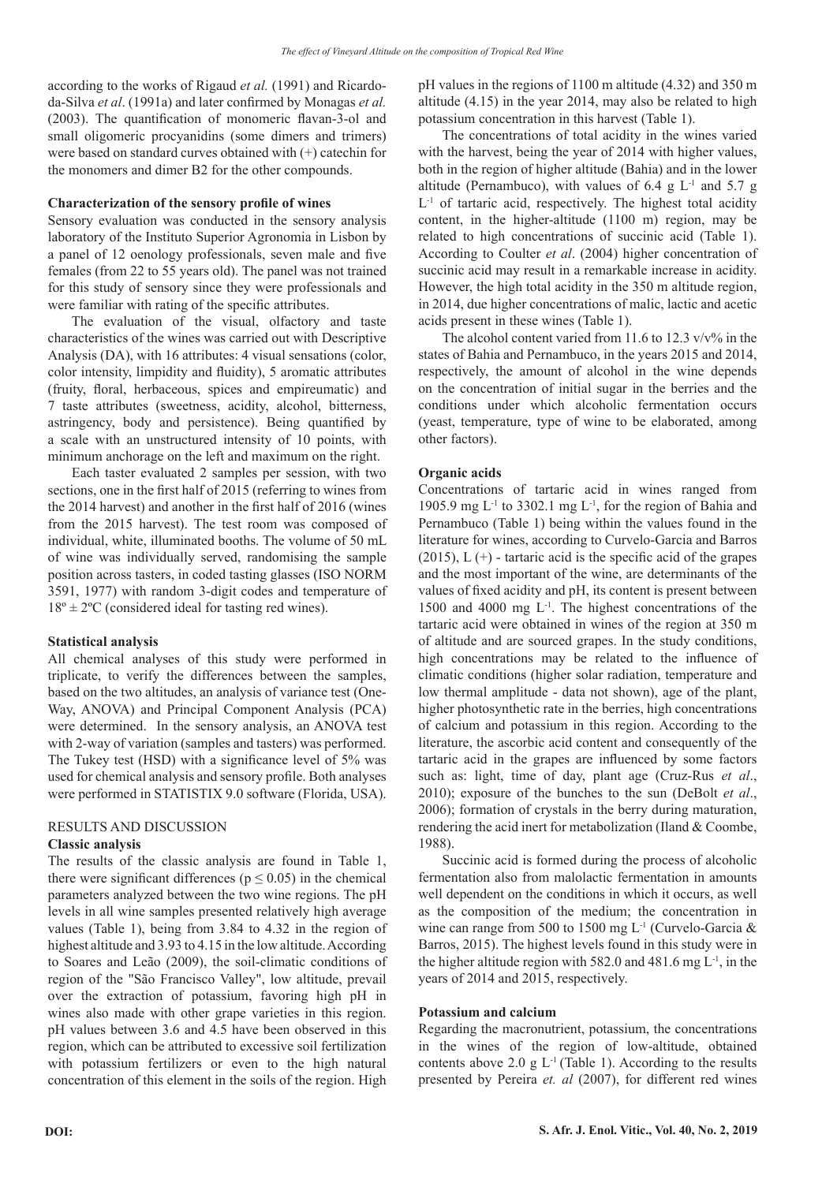according to the works of Rigaud *et al.* (1991) and Ricardo-da-Silva *et al*. (1991a) and later confirmed by Monagas *et al.* (2003). The quantification of monomeric flavan-3-ol and small oligomeric procyanidins (some dimers and trimers) were based on standard curves obtained with (+) catechin for the monomers and dimer B2 for the other compounds.

### Characterization of the sensory profile of wines

Sensory evaluation was conducted in the sensory analysis laboratory of the Instituto Superior Agronomia in Lisbon by a panel of 12 oenology professionals, seven male and five females (from 22 to 55 years old). The panel was not trained for this study of sensory since they were professionals and were familiar with rating of the specific attributes.

The evaluation of the visual, olfactory and taste characteristics of the wines was carried out with Descriptive Analysis (DA), with 16 attributes: 4 visual sensations (color, color intensity, limpidity and fluidity), 5 aromatic attributes (fruity, floral, herbaceous, spices and empireumatic) and 7 taste attributes (sweetness, acidity, alcohol, bitterness, astringency, body and persistence). Being quantified by a scale with an unstructured intensity of 10 points, with minimum anchorage on the left and maximum on the right.

Each taster evaluated 2 samples per session, with two sections, one in the first half of 2015 (referring to wines from the 2014 harvest) and another in the first half of 2016 (wines from the 2015 harvest). The test room was composed of individual, white, illuminated booths. The volume of 50 mL of wine was individually served, randomising the sample position across tasters, in coded tasting glasses (ISO NORM 3591, 1977) with random 3-digit codes and temperature of $18^{o} \pm 2^{o}C$ (considered ideal for tasting red wines).

### Statistical analysis

All chemical analyses of this study were performed in triplicate, to verify the differences between the samples, based on the two altitudes, an analysis of variance test (One-Way, ANOVA) and Principal Component Analysis (PCA) were determined. In the sensory analysis, an ANOVA test with 2-way of variation (samples and tasters) was performed. The Tukey test (HSD) with a significance level of 5% was used for chemical analysis and sensory profile. Both analyses were performed in STATISTIX 9.0 software (Florida, USA).

## RESULTS AND DISCUSSION

### Classic analysis

The results of the classic analysis are found in Table 1, there were significant differences ($p \leq 0.05$) in the chemical parameters analyzed between the two wine regions. The pH levels in all wine samples presented relatively high average values (Table 1), being from 3.84 to 4.32 in the region of highest altitude and 3.93 to 4.15 in the low altitude. According to Soares and Leão (2009), the soil-climatic conditions of region of the "São Francisco Valley", low altitude, prevail over the extraction of potassium, favoring high pH in wines also made with other grape varieties in this region. pH values between 3.6 and 4.5 have been observed in this region, which can be attributed to excessive soil fertilization with potassium fertilizers or even to the high natural concentration of this element in the soils of the region. High pH values in the regions of 1100 m altitude (4.32) and 350 m altitude (4.15) in the year 2014, may also be related to high potassium concentration in this harvest (Table 1).

The concentrations of total acidity in the wines varied with the harvest, being the year of 2014 with higher values, both in the region of higher altitude (Bahia) and in the lower altitude (Pernambuco), with values of 6.4 g $L^{-1}$ and 5.7 g $L^{-1}$ of tartaric acid, respectively. The highest total acidity content, in the higher-altitude (1100 m) region, may be related to high concentrations of succinic acid (Table 1). According to Coulter *et al*. (2004) higher concentration of succinic acid may result in a remarkable increase in acidity. However, the high total acidity in the 350 m altitude region, in 2014, due higher concentrations of malic, lactic and acetic acids present in these wines (Table 1).

The alcohol content varied from 11.6 to 12.3 v/v% in the states of Bahia and Pernambuco, in the years 2015 and 2014, respectively, the amount of alcohol in the wine depends on the concentration of initial sugar in the berries and the conditions under which alcoholic fermentation occurs (yeast, temperature, type of wine to be elaborated, among other factors).

### Organic acids

Concentrations of tartaric acid in wines ranged from 1905.9 mg $L^{-1}$ to 3302.1 mg $L^{-1}$, for the region of Bahia and Pernambuco (Table 1) being within the values found in the literature for wines, according to Curvelo-Garcia and Barros (2015), L (+) - tartaric acid is the specific acid of the grapes and the most important of the wine, are determinants of the values of fixed acidity and pH, its content is present between 1500 and 4000 mg $L^{-1}$. The highest concentrations of the tartaric acid were obtained in wines of the region at 350 m of altitude and are sourced grapes. In the study conditions, high concentrations may be related to the influence of climatic conditions (higher solar radiation, temperature and low thermal amplitude - data not shown), age of the plant, higher photosynthetic rate in the berries, high concentrations of calcium and potassium in this region. According to the literature, the ascorbic acid content and consequently of the tartaric acid in the grapes are influenced by some factors such as: light, time of day, plant age (Cruz-Rus *et al*., 2010); exposure of the bunches to the sun (DeBolt *et al*., 2006); formation of crystals in the berry during maturation, rendering the acid inert for metabolization (Iland & Coombe, 1988).

Succinic acid is formed during the process of alcoholic fermentation also from malolactic fermentation in amounts well dependent on the conditions in which it occurs, as well as the composition of the medium; the concentration in wine can range from 500 to 1500 mg $L^{-1}$ (Curvelo-Garcia & Barros, 2015). The highest levels found in this study were in the higher altitude region with 582.0 and 481.6 mg $L^{-1}$, in the years of 2014 and 2015, respectively.

### Potassium and calcium

Regarding the macronutrient, potassium, the concentrations in the wines of the region of low-altitude, obtained contents above 2.0 g $L^{-1}$ (Table 1). According to the results presented by Pereira *et. al* (2007), for different red wines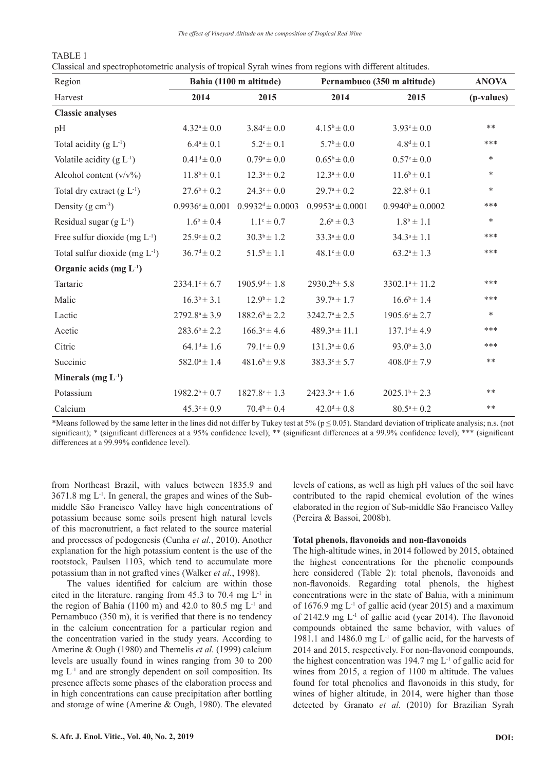TABLE 1

Classical and spectrophotometric analysis of tropical Syrah wines from regions with different altitudes.

| Region | Bahia (1100 m altitude) | | Pernambuco (350 m altitude) | | ANOVA |
|---|---|---|---|---|---|
| Harvest | 2014 | 2015 | 2014 | 2015 | (p-values) |
| **Classic analyses** | | | | | |
| pH | $4.32^{a} \pm 0.0$ | $3.84^{c} \pm 0.0$ | $4.15^{b} \pm 0.0$ | $3.93^{c} \pm 0.0$ | ** |
| Total acidity (g $L^{-1}$) | $6.4^{a} \pm 0.1$ | $5.2^{c} \pm 0.1$ | $5.7^{b} \pm 0.0$ | $4.8^{d} \pm 0.1$ | *** |
| Volatile acidity (g $L^{-1}$) | $0.41^{d} \pm 0.0$ | $0.79^{a} \pm 0.0$ | $0.65^{b} \pm 0.0$ | $0.57^{c} \pm 0.0$ | * |
| Alcohol content (v/v%) | $11.8^{b} \pm 0.1$ | $12.3^{a} \pm 0.2$ | $12.3^{a} \pm 0.0$ | $11.6^{b} \pm 0.1$ | * |
| Total dry extract (g $L^{-1}$) | $27.6^{b} \pm 0.2$ | $24.3^{c} \pm 0.0$ | $29.7^{a} \pm 0.2$ | $22.8^{d} \pm 0.1$ | * |
| Density (g $cm^{-3}$) | $0.9936^{c} \pm 0.001$ | $0.9932^{d} \pm 0.0003$ | $0.9953^{a} \pm 0.0001$ | $0.9940^{b} \pm 0.0002$ | *** |
| Residual sugar (g $L^{-1}$) | $1.6^{b} \pm 0.4$ | $1.1^{c} \pm 0.7$ | $2.6^{a} \pm 0.3$ | $1.8^{b} \pm 1.1$ | * |
| Free sulfur dioxide (mg $L^{-1}$) | $25.9^{c} \pm 0.2$ | $30.3^{b} \pm 1.2$ | $33.3^{a} \pm 0.0$ | $34.3^{a} \pm 1.1$ | *** |
| Total sulfur dioxide (mg $L^{-1}$) | $36.7^{d} \pm 0.2$ | $51.5^{b} \pm 1.1$ | $48.1^{c} \pm 0.0$ | $63.2^{a} \pm 1.3$ | *** |
| **Organic acids (mg $L^{-1}$)** | | | | | |
| Tartaric | $2334.1^{c} \pm 6.7$ | $1905.9^{d} \pm 1.8$ | $2930.2^{b} \pm 5.8$ | $3302.1^{a} \pm 11.2$ | *** |
| Malic | $16.3^{b} \pm 3.1$ | $12.9^{b} \pm 1.2$ | $39.7^{a} \pm 1.7$ | $16.6^{b} \pm 1.4$ | *** |
| Lactic | $2792.8^{a} \pm 3.9$ | $1882.6^{b} \pm 2.2$ | $3242.7^{a} \pm 2.5$ | $1905.6^{c} \pm 2.7$ | * |
| Acetic | $283.6^{b} \pm 2.2$ | $166.3^{c} \pm 4.6$ | $489.3^{a} \pm 11.1$ | $137.1^{d} \pm 4.9$ | *** |
| Citric | $64.1^{d} \pm 1.6$ | $79.1^{c} \pm 0.9$ | $131.3^{a} \pm 0.6$ | $93.0^{b} \pm 3.0$ | *** |
| Succinic | $582.0^{a} \pm 1.4$ | $481.6^{b} \pm 9.8$ | $383.3^{c} \pm 5.7$ | $408.0^{c} \pm 7.9$ | ** |
| **Minerals (mg $L^{-1}$)** | | | | | |
| Potassium | $1982.2^{b} \pm 0.7$ | $1827.8^{c} \pm 1.3$ | $2423.3^{a} \pm 1.6$ | $2025.1^{b} \pm 2.3$ | ** |
| Calcium | $45.3^{c} \pm 0.9$ | $70.4^{b} \pm 0.4$ | $42.0^{d} \pm 0.8$ | $80.5^{a} \pm 0.2$ | ** |

*Means followed by the same letter in the lines did not differ by Tukey test at 5% ($p \leq 0.05$). Standard deviation of triplicate analysis; n.s. (not significant); * (significant differences at a 95% confidence level); ** (significant differences at a 99.9% confidence level); *** (significant differences at a 99.99% confidence level).

from Northeast Brazil, with values between 1835.9 and 3671.8 mg $L^{-1}$. In general, the grapes and wines of the Sub-middle São Francisco Valley have high concentrations of potassium because some soils present high natural levels of this macronutrient, a fact related to the source material and processes of pedogenesis (Cunha *et al.*, 2010). Another explanation for the high potassium content is the use of the rootstock, Paulsen 1103, which tend to accumulate more potassium than in not grafted vines (Walker *et al.*, 1998).

The values identified for calcium are within those cited in the literature. ranging from 45.3 to 70.4 mg $L^{-1}$ in the region of Bahia (1100 m) and 42.0 to 80.5 mg $L^{-1}$ and Pernambuco (350 m), it is verified that there is no tendency in the calcium concentration for a particular region and the concentration varied in the study years. According to Amerine & Ough (1980) and Themelis *et al.* (1999) calcium levels are usually found in wines ranging from 30 to 200 mg $L^{-1}$ and are strongly dependent on soil composition. Its presence affects some phases of the elaboration process and in high concentrations can cause precipitation after bottling and storage of wine (Amerine & Ough, 1980). The elevated levels of cations, as well as high pH values of the soil have contributed to the rapid chemical evolution of the wines elaborated in the region of Sub-middle São Francisco Valley (Pereira & Bassoi, 2008b).

### Total phenols, flavonoids and non-flavonoids

The high-altitude wines, in 2014 followed by 2015, obtained the highest concentrations for the phenolic compounds here considered (Table 2): total phenols, flavonoids and non-flavonoids. Regarding total phenols, the highest concentrations were in the state of Bahia, with a minimum of 1676.9 mg $L^{-1}$ of gallic acid (year 2015) and a maximum of 2142.9 mg $L^{-1}$ of gallic acid (year 2014). The flavonoid compounds obtained the same behavior, with values of 1981.1 and 1486.0 mg $L^{-1}$ of gallic acid, for the harvests of 2014 and 2015, respectively. For non-flavonoid compounds, the highest concentration was 194.7 mg $L^{-1}$ of gallic acid for wines from 2015, a region of 1100 m altitude. The values found for total phenolics and flavonoids in this study, for wines of higher altitude, in 2014, were higher than those detected by Granato *et al.* (2010) for Brazilian Syrah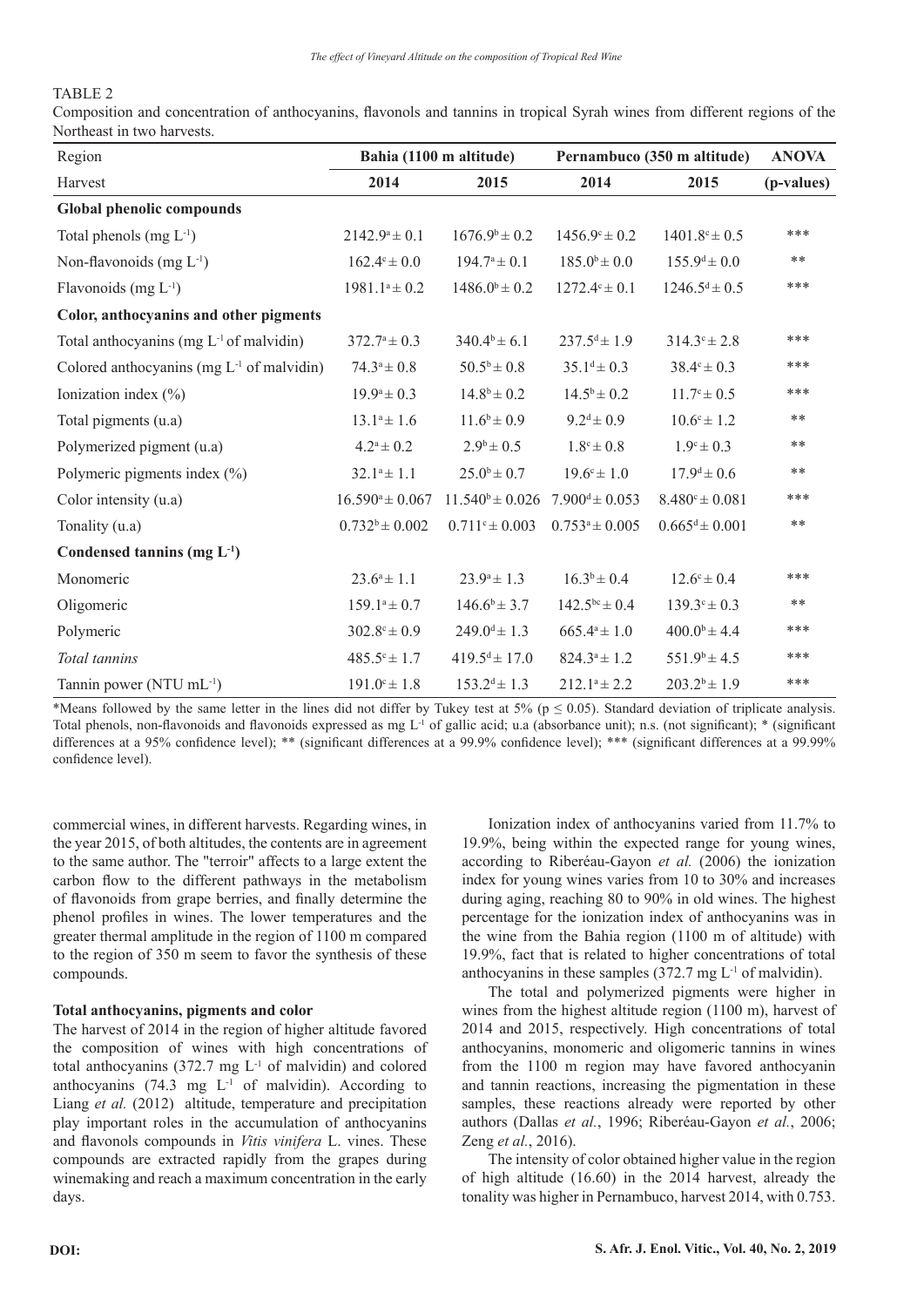TABLE 2

Composition and concentration of anthocyanins, flavonols and tannins in tropical Syrah wines from different regions of the Northeast in two harvests.

| Region | Bahia (1100 m altitude) | | Pernambuco (350 m altitude) | | ANOVA |
|---|---|---|---|---|---|
| Harvest | 2014 | 2015 | 2014 | 2015 | (p-values) |
| **Global phenolic compounds** | | | | | |
| Total phenols (mg $L^{-1}$) | 2142.9[a] ± 0.1 | 1676.9[b] ± 0.2 | 1456.9[c] ± 0.2 | 1401.8[c] ± 0.5 | *** |
| Non-flavonoids (mg $L^{-1}$) | 162.4[c] ± 0.0 | 194.7[a] ± 0.1 | 185.0[b] ± 0.0 | 155.9[d] ± 0.0 | ** |
| Flavonoids (mg $L^{-1}$) | 1981.1[a] ± 0.2 | 1486.0[b] ± 0.2 | 1272.4[c] ± 0.1 | 1246.5[d] ± 0.5 | *** |
| **Color, anthocyanins and other pigments** | | | | | |
| Total anthocyanins (mg $L^{-1}$ of malvidin) | 372.7[a] ± 0.3 | 340.4[b] ± 6.1 | 237.5[d] ± 1.9 | 314.3[c] ± 2.8 | *** |
| Colored anthocyanins (mg $L^{-1}$ of malvidin) | 74.3[a] ± 0.8 | 50.5[b] ± 0.8 | 35.1[d] ± 0.3 | 38.4[c] ± 0.3 | *** |
| Ionization index (%) | 19.9[a] ± 0.3 | 14.8[b] ± 0.2 | 14.5[b] ± 0.2 | 11.7[c] ± 0.5 | *** |
| Total pigments (u.a) | 13.1[a] ± 1.6 | 11.6[b] ± 0.9 | 9.2[d] ± 0.9 | 10.6[c] ± 1.2 | ** |
| Polymerized pigment (u.a) | 4.2[a] ± 0.2 | 2.9[b] ± 0.5 | 1.8[c] ± 0.8 | 1.9[c] ± 0.3 | ** |
| Polymeric pigments index (%) | 32.1[a] ± 1.1 | 25.0[b] ± 0.7 | 19.6[c] ± 1.0 | 17.9[d] ± 0.6 | ** |
| Color intensity (u.a) | 16.590[a] ± 0.067 | 11.540[b] ± 0.026 | 7.900[d] ± 0.053 | 8.480[c] ± 0.081 | *** |
| Tonality (u.a) | 0.732[b] ± 0.002 | 0.711[c] ± 0.003 | 0.753[a] ± 0.005 | 0.665[d] ± 0.001 | ** |
| **Condensed tannins (mg $L^{-1}$)** | | | | | |
| Monomeric | 23.6[a] ± 1.1 | 23.9[a] ± 1.3 | 16.3[b] ± 0.4 | 12.6[c] ± 0.4 | *** |
| Oligomeric | 159.1[a] ± 0.7 | 146.6[b] ± 3.7 | 142.5[bc] ± 0.4 | 139.3[c] ± 0.3 | ** |
| Polymeric | 302.8[c] ± 0.9 | 249.0[d] ± 1.3 | 665.4[a] ± 1.0 | 400.0[b] ± 4.4 | *** |
| *Total tannins* | 485.5[c] ± 1.7 | 419.5[d] ± 17.0 | 824.3[a] ± 1.2 | 551.9[b] ± 4.5 | *** |
| Tannin power (NTU $mL^{-1}$) | 191.0[c] ± 1.8 | 153.2[d] ± 1.3 | 212.1[a] ± 2.2 | 203.2[b] ± 1.9 | *** |

*Means followed by the same letter in the lines did not differ by Tukey test at 5% ($p \leq 0.05$). Standard deviation of triplicate analysis. Total phenols, non-flavonoids and flavonoids expressed as mg $L^{-1}$ of gallic acid; u.a (absorbance unit); n.s. (not significant); * (significant differences at a 95% confidence level); ** (significant differences at a 99.9% confidence level); *** (significant differences at a 99.99% confidence level).

commercial wines, in different harvests. Regarding wines, in the year 2015, of both altitudes, the contents are in agreement to the same author. The "terroir" affects to a large extent the carbon flow to the different pathways in the metabolism of flavonoids from grape berries, and finally determine the phenol profiles in wines. The lower temperatures and the greater thermal amplitude in the region of 1100 m compared to the region of 350 m seem to favor the synthesis of these compounds.

### Total anthocyanins, pigments and color

The harvest of 2014 in the region of higher altitude favored the composition of wines with high concentrations of total anthocyanins (372.7 mg $L^{-1}$ of malvidin) and colored anthocyanins (74.3 mg $L^{-1}$ of malvidin). According to Liang *et al.* (2012) altitude, temperature and precipitation play important roles in the accumulation of anthocyanins and flavonols compounds in *Vitis vinifera* L. vines. These compounds are extracted rapidly from the grapes during winemaking and reach a maximum concentration in the early days.

Ionization index of anthocyanins varied from 11.7% to 19.9%, being within the expected range for young wines, according to Riberéau-Gayon *et al.* (2006) the ionization index for young wines varies from 10 to 30% and increases during aging, reaching 80 to 90% in old wines. The highest percentage for the ionization index of anthocyanins was in the wine from the Bahia region (1100 m of altitude) with 19.9%, fact that is related to higher concentrations of total anthocyanins in these samples (372.7 mg $L^{-1}$ of malvidin).

The total and polymerized pigments were higher in wines from the highest altitude region (1100 m), harvest of 2014 and 2015, respectively. High concentrations of total anthocyanins, monomeric and oligomeric tannins in wines from the 1100 m region may have favored anthocyanin and tannin reactions, increasing the pigmentation in these samples, these reactions already were reported by other authors (Dallas *et al.*, 1996; Riberéau-Gayon *et al.*, 2006; Zeng *et al.*, 2016).

The intensity of color obtained higher value in the region of high altitude (16.60) in the 2014 harvest, already the tonality was higher in Pernambuco, harvest 2014, with 0.753.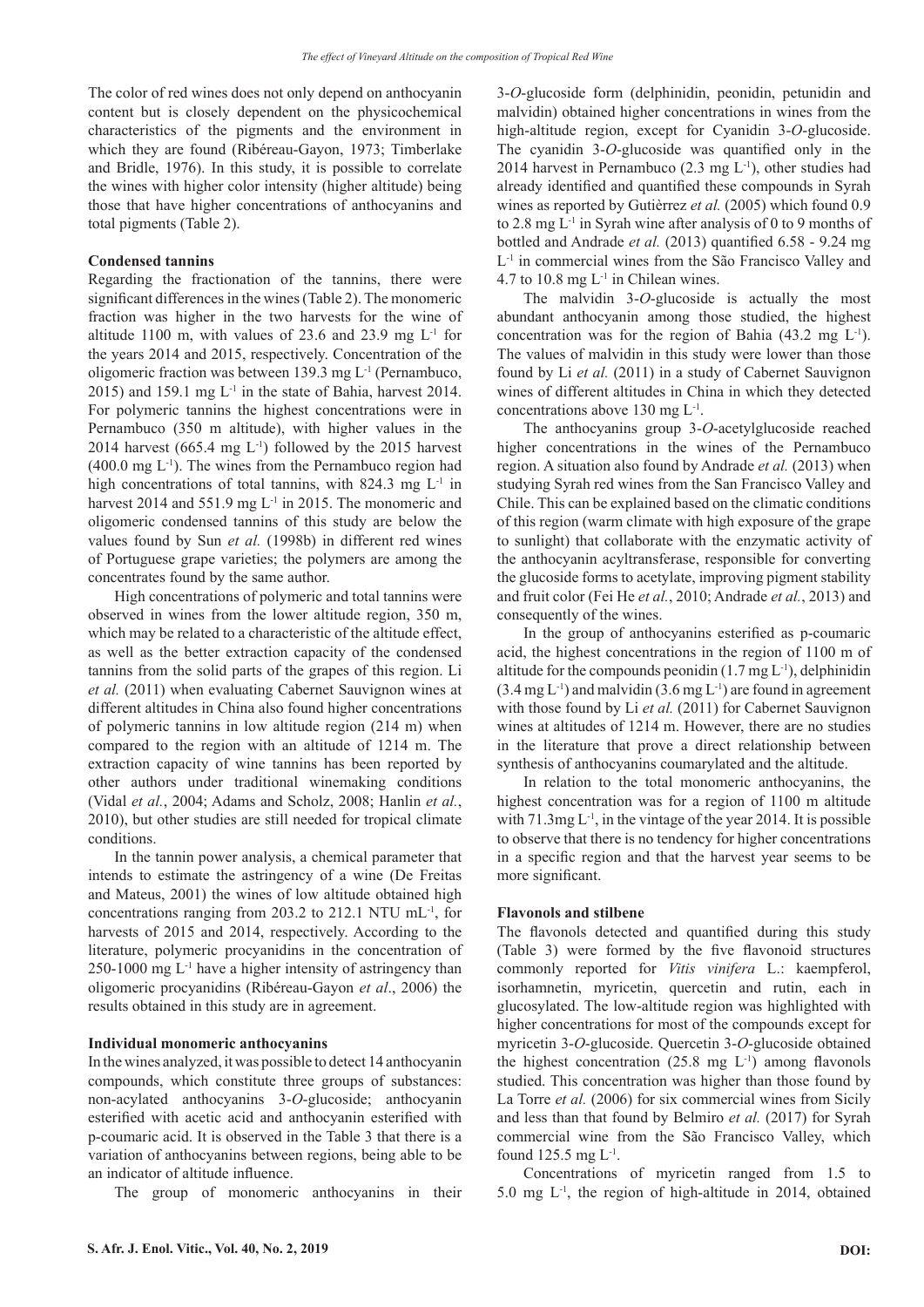The color of red wines does not only depend on anthocyanin content but is closely dependent on the physicochemical characteristics of the pigments and the environment in which they are found (Ribéreau-Gayon, 1973; Timberlake and Bridle, 1976). In this study, it is possible to correlate the wines with higher color intensity (higher altitude) being those that have higher concentrations of anthocyanins and total pigments (Table 2).

**Condensed tannins**

Regarding the fractionation of the tannins, there were significant differences in the wines (Table 2). The monomeric fraction was higher in the two harvests for the wine of altitude 1100 m, with values of 23.6 and 23.9 mg $L^{-1}$ for the years 2014 and 2015, respectively. Concentration of the oligomeric fraction was between 139.3 mg $L^{-1}$ (Pernambuco, 2015) and 159.1 mg $L^{-1}$ in the state of Bahia, harvest 2014. For polymeric tannins the highest concentrations were in Pernambuco (350 m altitude), with higher values in the 2014 harvest (665.4 ng $L^{-1}$) followed by the 2015 harvest (400.0 mg $L^{-1}$). The wines from the Pernambuco region had high concentrations of total tannins, with 824.3 mg $L^{-1}$ in harvest 2014 and 551.9 mg $L^{-1}$ in 2015. The monomeric and oligomeric condensed tannins of this study are below the values found by Sun *et al.* (1998b) in different red wines of Portuguese grape varieties; the polymers are among the concentrates found by the same author.

High concentrations of polymeric and total tannins were observed in wines from the lower altitude region, 350 m, which may be related to a characteristic of the altitude effect, as well as the better extraction capacity of the condensed tannins from the solid parts of the grapes of this region. Li *et al.* (2011) when evaluating Cabernet Sauvignon wines at different altitudes in China also found higher concentrations of polymeric tannins in low altitude region (214 m) when compared to the region with an altitude of 1214 m. The extraction capacity of wine tannins has been reported by other authors under traditional winemaking conditions (Vidal *et al.*, 2004; Adams and Scholz, 2008; Hanlin *et al.*, 2010), but other studies are still needed for tropical climate conditions.

In the tannin power analysis, a chemical parameter that intends to estimate the astringency of a wine (De Freitas and Mateus, 2001) the wines of low altitude obtained high concentrations ranging from 203.2 to 212.1 NTU $mL^{-1}$, for harvests of 2015 and 2014, respectively. According to the literature, polymeric procyanidins in the concentration of 250-1000 mg $L^{-1}$ have a higher intensity of astringency than oligomeric procyanidins (Ribéreau-Gayon *et al*., 2006) the results obtained in this study are in agreement.

**Individual monomeric anthocyanins**

In the wines analyzed, it was possible to detect 14 anthocyanin compounds, which constitute three groups of substances: non-acylated anthocyanins 3-*O*-glucoside; anthocyanin esterified with acetic acid and anthocyanin esterified with p-coumaric acid. It is observed in the Table 3 that there is a variation of anthocyanins between regions, being able to be an indicator of altitude influence.

The group of monomeric anthocyanins in their 3-*O*-glucoside form (delphinidin, peonidin, petunidin and malvidin) obtained higher concentrations in wines from the high-altitude region, except for Cyanidin 3-*O*-glucoside. The cyanidin 3-*O*-glucoside was quantified only in the 2014 harvest in Pernambuco (2.3 mg $L^{-1}$), other studies had already identified and quantified these compounds in Syrah wines as reported by Gutièrrez *et al.* (2005) which found 0.9 to 2.8 mg $L^{-1}$ in Syrah wine after analysis of 0 to 9 months of bottled and Andrade *et al.* (2013) quantified 6.58 - 9.24 mg $L^{-1}$ in commercial wines from the São Francisco Valley and 4.7 to 10.8 mg $L^{-1}$ in Chilean wines.

The malvidin 3-*O*-glucoside is actually the most abundant anthocyanin among those studied, the highest concentration was for the region of Bahia (43.2 mg $L^{-1}$). The values of malvidin in this study were lower than those found by Li *et al.* (2011) in a study of Cabernet Sauvignon wines of different altitudes in China in which they detected concentrations above 130 mg $L^{-1}$.

The anthocyanins group 3-*O*-acetylglucoside reached higher concentrations in the wines of the Pernambuco region. A situation also found by Andrade *et al.* (2013) when studying Syrah red wines from the San Francisco Valley and Chile. This can be explained based on the climatic conditions of this region (warm climate with high exposure of the grape to sunlight) that collaborate with the enzymatic activity of the anthocyanin acyltransferase, responsible for converting the glucoside forms to acetylate, improving pigment stability and fruit color (Fei He *et al.*, 2010; Andrade *et al.*, 2013) and consequently of the wines.

In the group of anthocyanins esterified as p-coumaric acid, the highest concentrations in the region of 1100 m of altitude for the compounds peonidin (1.7 mg $L^{-1}$), delphinidin (3.4 mg $L^{-1}$) and malvidin (3.6 mg $L^{-1}$) are found in agreement with those found by Li *et al.* (2011) for Cabernet Sauvignon wines at altitudes of 1214 m. However, there are no studies in the literature that prove a direct relationship between synthesis of anthocyanins coumarylated and the altitude.

In relation to the total monomeric anthocyanins, the highest concentration was for a region of 1100 m altitude with 71.3mg $L^{-1}$, in the vintage of the year 2014. It is possible to observe that there is no tendency for higher concentrations in a specific region and that the harvest year seems to be more significant.

**Flavonols and stilbene**

The flavonols detected and quantified during this study (Table 3) were formed by the five flavonoid structures commonly reported for *Vitis vinifera* L.: kaempferol, isorhamnetin, myricetin, quercetin and rutin, each in glucosylated. The low-altitude region was highlighted with higher concentrations for most of the compounds except for myricetin 3-*O*-glucoside. Quercetin 3-*O*-glucoside obtained the highest concentration (25.8 mg $L^{-1}$) among flavonols studied. This concentration was higher than those found by La Torre *et al.* (2006) for six commercial wines from Sicily and less than that found by Belmiro *et al.* (2017) for Syrah commercial wine from the São Francisco Valley, which found 125.5 mg $L^{-1}$.

Concentrations of myricetin ranged from 1.5 to 5.0 mg $L^{-1}$, the region of high-altitude in 2014, obtained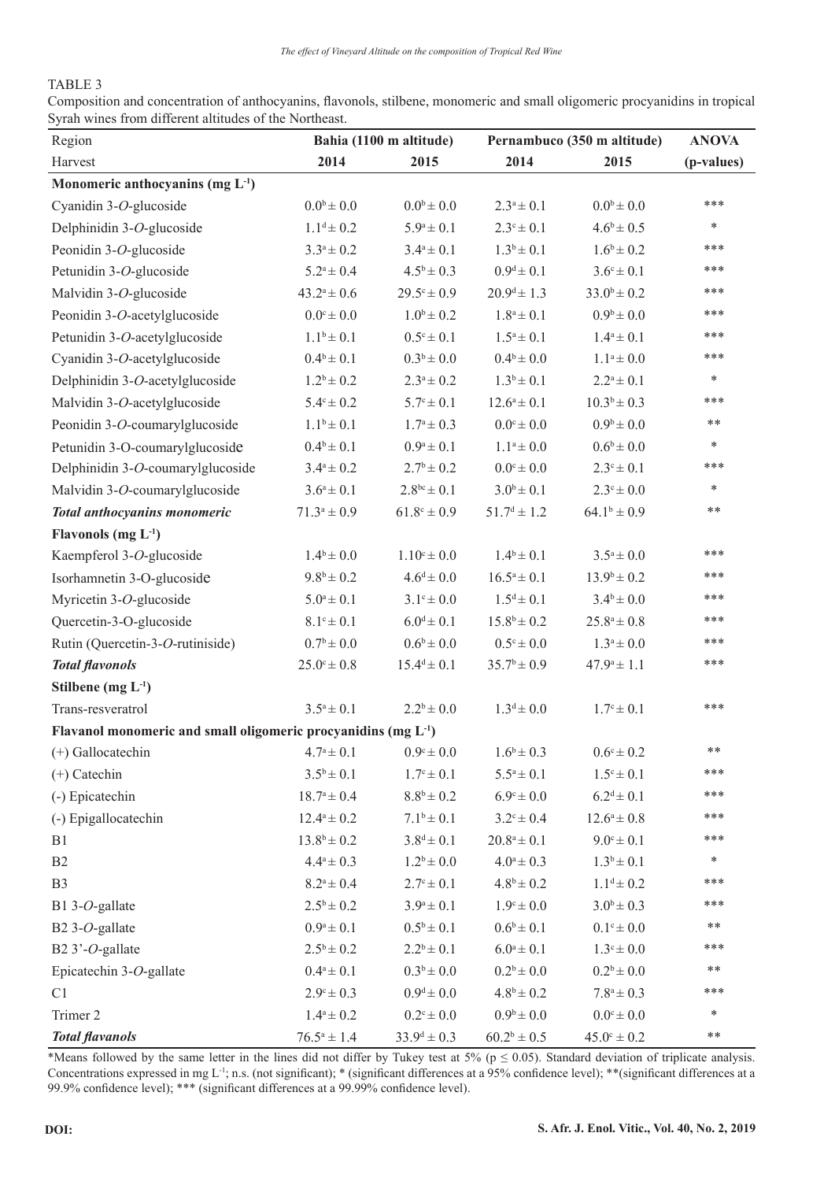TABLE 3

Composition and concentration of anthocyanins, flavonols, stilbene, monomeric and small oligomeric procyanidins in tropical Syrah wines from different altitudes of the Northeast.

| Region | Bahia (1100 m altitude) | | Pernambuco (350 m altitude) | | ANOVA |
|---|---|---|---|---|---|
| Harvest | 2014 | 2015 | 2014 | 2015 | (p-values) |
| **Monomeric anthocyanins (mg $L^{-1}$)** | | | | | |
| Cyanidin 3-*O*-glucoside | $0.0^{b} \pm 0.0$ | $0.0^{b} \pm 0.0$ | $2.3^{a} \pm 0.1$ | $0.0^{b} \pm 0.0$ | *** |
| Delphinidin 3-*O*-glucoside | $1.1^{d} \pm 0.2$ | $5.9^{a} \pm 0.1$ | $2.3^{c} \pm 0.1$ | $4.6^{b} \pm 0.5$ | * |
| Peonidin 3-*O*-glucoside | $3.3^{a} \pm 0.2$ | $3.4^{a} \pm 0.1$ | $1.3^{b} \pm 0.1$ | $1.6^{b} \pm 0.2$ | *** |
| Petunidin 3-*O*-glucoside | $5.2^{a} \pm 0.4$ | $4.5^{b} \pm 0.3$ | $0.9^{d} \pm 0.1$ | $3.6^{c} \pm 0.1$ | *** |
| Malvidin 3-*O*-glucoside | $43.2^{a} \pm 0.6$ | $29.5^{c} \pm 0.9$ | $20.9^{d} \pm 1.3$ | $33.0^{b} \pm 0.2$ | *** |
| Peonidin 3-*O*-acetylglucoside | $0.0^{c} \pm 0.0$ | $1.0^{b} \pm 0.2$ | $1.8^{a} \pm 0.1$ | $0.9^{b} \pm 0.0$ | *** |
| Petunidin 3-*O*-acetylglucoside | $1.1^{b} \pm 0.1$ | $0.5^{c} \pm 0.1$ | $1.5^{a} \pm 0.1$ | $1.4^{a} \pm 0.1$ | *** |
| Cyanidin 3-*O*-acetylglucoside | $0.4^{b} \pm 0.1$ | $0.3^{b} \pm 0.0$ | $0.4^{b} \pm 0.0$ | $1.1^{a} \pm 0.0$ | *** |
| Delphinidin 3-*O*-acetylglucoside | $1.2^{b} \pm 0.2$ | $2.3^{a} \pm 0.2$ | $1.3^{b} \pm 0.1$ | $2.2^{a} \pm 0.1$ | * |
| Malvidin 3-*O*-acetylglucoside | $5.4^{c} \pm 0.2$ | $5.7^{c} \pm 0.1$ | $12.6^{a} \pm 0.1$ | $10.3^{b} \pm 0.3$ | *** |
| Peonidin 3-*O*-coumarylglucoside | $1.1^{b} \pm 0.1$ | $1.7^{a} \pm 0.3$ | $0.0^{c} \pm 0.0$ | $0.9^{b} \pm 0.0$ | ** |
| Petunidin 3-O-coumarylglucoside | $0.4^{b} \pm 0.1$ | $0.9^{a} \pm 0.1$ | $1.1^{a} \pm 0.0$ | $0.6^{b} \pm 0.0$ | * |
| Delphinidin 3-*O*-coumarylglucoside | $3.4^{a} \pm 0.2$ | $2.7^{b} \pm 0.2$ | $0.0^{c} \pm 0.0$ | $2.3^{c} \pm 0.1$ | *** |
| Malvidin 3-*O*-coumarylglucoside | $3.6^{a} \pm 0.1$ | $2.8^{bc} \pm 0.1$ | $3.0^{b} \pm 0.1$ | $2.3^{c} \pm 0.0$ | * |
| ***Total anthocyanins monomeric*** | $71.3^{a} \pm 0.9$ | $61.8^{c} \pm 0.9$ | $51.7^{d} \pm 1.2$ | $64.1^{b} \pm 0.9$ | ** |
| **Flavonols (mg $L^{-1}$)** | | | | | |
| Kaempferol 3-*O*-glucoside | $1.4^{b} \pm 0.0$ | $1.10^{c} \pm 0.0$ | $1.4^{b} \pm 0.1$ | $3.5^{a} \pm 0.0$ | *** |
| Isorhamnetin 3-O-glucoside | $9.8^{b} \pm 0.2$ | $4.6^{d} \pm 0.0$ | $16.5^{a} \pm 0.1$ | $13.9^{b} \pm 0.2$ | *** |
| Myricetin 3-*O*-glucoside | $5.0^{a} \pm 0.1$ | $3.1^{c} \pm 0.0$ | $1.5^{d} \pm 0.1$ | $3.4^{b} \pm 0.0$ | *** |
| Quercetin-3-O-glucoside | $8.1^{c} \pm 0.1$ | $6.0^{d} \pm 0.1$ | $15.8^{b} \pm 0.2$ | $25.8^{a} \pm 0.8$ | *** |
| Rutin (Quercetin-3-*O*-rutiniside) | $0.7^{b} \pm 0.0$ | $0.6^{b} \pm 0.0$ | $0.5^{c} \pm 0.0$ | $1.3^{a} \pm 0.0$ | *** |
| ***Total flavonols*** | $25.0^{c} \pm 0.8$ | $15.4^{d} \pm 0.1$ | $35.7^{b} \pm 0.9$ | $47.9^{a} \pm 1.1$ | *** |
| **Stilbene (mg $L^{-1}$)** | | | | | |
| Trans-resveratrol | $3.5^{a} \pm 0.1$ | $2.2^{b} \pm 0.0$ | $1.3^{d} \pm 0.0$ | $1.7^{c} \pm 0.1$ | *** |
| **Flavanol monomeric and small oligomeric procyanidins (mg $L^{-1}$)** | | | | | |
| (+) Gallocatechin | $4.7^{a} \pm 0.1$ | $0.9^{c} \pm 0.0$ | $1.6^{b} \pm 0.3$ | $0.6^{c} \pm 0.2$ | ** |
| (+) Catechin | $3.5^{b} \pm 0.1$ | $1.7^{c} \pm 0.1$ | $5.5^{a} \pm 0.1$ | $1.5^{c} \pm 0.1$ | *** |
| (-) Epicatechin | $18.7^{a} \pm 0.4$ | $8.8^{b} \pm 0.2$ | $6.9^{c} \pm 0.0$ | $6.2^{d} \pm 0.1$ | *** |
| (-) Epigallocatechin | $12.4^{a} \pm 0.2$ | $7.1^{b} \pm 0.1$ | $3.2^{c} \pm 0.4$ | $12.6^{a} \pm 0.8$ | *** |
| B1 | $13.8^{b} \pm 0.2$ | $3.8^{d} \pm 0.1$ | $20.8^{a} \pm 0.1$ | $9.0^{c} \pm 0.1$ | *** |
| B2 | $4.4^{a} \pm 0.3$ | $1.2^{b} \pm 0.0$ | $4.0^{a} \pm 0.3$ | $1.3^{b} \pm 0.1$ | * |
| B3 | $8.2^{a} \pm 0.4$ | $2.7^{c} \pm 0.1$ | $4.8^{b} \pm 0.2$ | $1.1^{d} \pm 0.2$ | *** |
| B1 3-*O*-gallate | $2.5^{b} \pm 0.2$ | $3.9^{a} \pm 0.1$ | $1.9^{c} \pm 0.0$ | $3.0^{b} \pm 0.3$ | *** |
| B2 3-*O*-gallate | $0.9^{a} \pm 0.1$ | $0.5^{b} \pm 0.1$ | $0.6^{b} \pm 0.1$ | $0.1^{c} \pm 0.0$ | ** |
| B2 3'-*O*-gallate | $2.5^{b} \pm 0.2$ | $2.2^{b} \pm 0.1$ | $6.0^{a} \pm 0.1$ | $1.3^{c} \pm 0.0$ | *** |
| Epicatechin 3-*O*-gallate | $0.4^{a} \pm 0.1$ | $0.3^{b} \pm 0.0$ | $0.2^{b} \pm 0.0$ | $0.2^{b} \pm 0.0$ | ** |
| C1 | $2.9^{c} \pm 0.3$ | $0.9^{d} \pm 0.0$ | $4.8^{b} \pm 0.2$ | $7.8^{a} \pm 0.3$ | *** |
| Trimer 2 | $1.4^{a} \pm 0.2$ | $0.2^{c} \pm 0.0$ | $0.9^{b} \pm 0.0$ | $0.0^{c} \pm 0.0$ | * |
| ***Total flavanols*** | $76.5^{a} \pm 1.4$ | $33.9^{d} \pm 0.3$ | $60.2^{b} \pm 0.5$ | $45.0^{c} \pm 0.2$ | ** |

*Means followed by the same letter in the lines did not differ by Tukey test at 5% ($p \leq 0.05$). Standard deviation of triplicate analysis. Concentrations expressed in mg $L^{-1}$; n.s. (not significant); * (significant differences at a 95% confidence level); **(significant differences at a 99.9% confidence level); *** (significant differences at a 99.99% confidence level).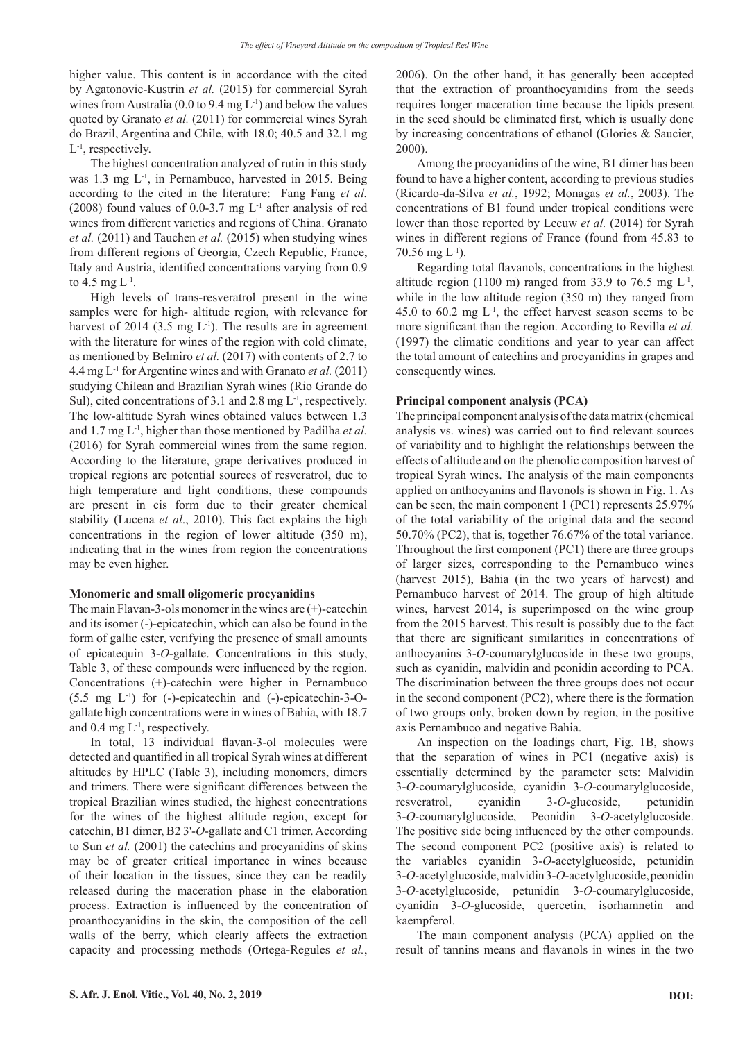higher value. This content is in accordance with the cited by Agatonovic-Kustrin *et al.* (2015) for commercial Syrah wines from Australia (0.0 to 9.4 mg $L^{-1}$) and below the values quoted by Granato *et al.* (2011) for commercial wines Syrah do Brazil, Argentina and Chile, with 18.0; 40.5 and 32.1 mg $L^{-1}$, respectively.

The highest concentration analyzed of rutin in this study was 1.3 mg $L^{-1}$, in Pernambuco, harvested in 2015. Being according to the cited in the literature: Fang Fang *et al.* (2008) found values of 0.0-3.7 mg $L^{-1}$ after analysis of red wines from different varieties and regions of China. Granato *et al.* (2011) and Tauchen *et al.* (2015) when studying wines from different regions of Georgia, Czech Republic, France, Italy and Austria, identified concentrations varying from 0.9 to 4.5 mg $L^{-1}$.

High levels of trans-resveratrol present in the wine samples were for high- altitude region, with relevance for harvest of 2014 (3.5 mg $L^{-1}$). The results are in agreement with the literature for wines of the region with cold climate, as mentioned by Belmiro *et al.* (2017) with contents of 2.7 to 4.4 mg $L^{-1}$ for Argentine wines and with Granato *et al.* (2011) studying Chilean and Brazilian Syrah wines (Rio Grande do Sul), cited concentrations of 3.1 and 2.8 mg $L^{-1}$, respectively. The low-altitude Syrah wines obtained values between 1.3 and 1.7 mg $L^{-1}$, higher than those mentioned by Padilha *et al.* (2016) for Syrah commercial wines from the same region. According to the literature, grape derivatives produced in tropical regions are potential sources of resveratrol, due to high temperature and light conditions, these compounds are present in cis form due to their greater chemical stability (Lucena *et al*., 2010). This fact explains the high concentrations in the region of lower altitude (350 m), indicating that in the wines from region the concentrations may be even higher.

**Monomeric and small oligomeric procyanidins**

The main Flavan-3-ols monomer in the wines are (+)-catechin and its isomer (-)-epicatechin, which can also be found in the form of gallic ester, verifying the presence of small amounts of epicatequin 3-*O*-gallate. Concentrations in this study, Table 3, of these compounds were influenced by the region. Concentrations (+)-catechin were higher in Pernambuco (5.5 mg $L^{-1}$) for (-)-epicatechin and (-)-epicatechin-3-O-gallate high concentrations were in wines of Bahia, with 18.7 and 0.4 mg $L^{-1}$, respectively.

In total, 13 individual flavan-3-ol molecules were detected and quantified in all tropical Syrah wines at different altitudes by HPLC (Table 3), including monomers, dimers and trimers. There were significant differences between the tropical Brazilian wines studied, the highest concentrations for the wines of the highest altitude region, except for catechin, B1 dimer, B2 3'-*O*-gallate and C1 trimer. According to Sun *et al.* (2001) the catechins and procyanidins of skins may be of greater critical importance in wines because of their location in the tissues, since they can be readily released during the maceration phase in the elaboration process. Extraction is influenced by the concentration of proanthocyanidins in the skin, the composition of the cell walls of the berry, which clearly affects the extraction capacity and processing methods (Ortega-Regules *et al.*, 2006). On the other hand, it has generally been accepted that the extraction of proanthocyanidins from the seeds requires longer maceration time because the lipids present in the seed should be eliminated first, which is usually done by increasing concentrations of ethanol (Glories & Saucier, 2000).

Among the procyanidins of the wine, B1 dimer has been found to have a higher content, according to previous studies (Ricardo-da-Silva *et al.*, 1992; Monagas *et al.*, 2003). The concentrations of B1 found under tropical conditions were lower than those reported by Leeuw *et al.* (2014) for Syrah wines in different regions of France (found from 45.83 to 70.56 mg $L^{-1}$).

Regarding total flavanols, concentrations in the highest altitude region (1100 m) ranged from 33.9 to 76.5 mg $L^{-1}$, while in the low altitude region (350 m) they ranged from 45.0 to 60.2 mg $L^{-1}$, the effect harvest season seems to be more significant than the region. According to Revilla *et al.* (1997) the climatic conditions and year to year can affect the total amount of catechins and procyanidins in grapes and consequently wines.

**Principal component analysis (PCA)**

The principal component analysis of the data matrix (chemical analysis vs. wines) was carried out to find relevant sources of variability and to highlight the relationships between the effects of altitude and on the phenolic composition harvest of tropical Syrah wines. The analysis of the main components applied on anthocyanins and flavonols is shown in Fig. 1. As can be seen, the main component 1 (PC1) represents 25.97% of the total variability of the original data and the second 50.70% (PC2), that is, together 76.67% of the total variance. Throughout the first component (PC1) there are three groups of larger sizes, corresponding to the Pernambuco wines (harvest 2015), Bahia (in the two years of harvest) and Pernambuco harvest of 2014. The group of high altitude wines, harvest 2014, is superimposed on the wine group from the 2015 harvest. This result is possibly due to the fact that there are significant similarities in concentrations of anthocyanins 3-*O*-coumarylglucoside in these two groups, such as cyanidin, malvidin and peonidin according to PCA. The discrimination between the three groups does not occur in the second component (PC2), where there is the formation of two groups only, broken down by region, in the positive axis Pernambuco and negative Bahia.

An inspection on the loadings chart, Fig. 1B, shows that the separation of wines in PC1 (negative axis) is essentially determined by the parameter sets: Malvidin 3-*O*-coumarylglucoside, cyanidin 3-*O*-coumarylglucoside, resveratrol, cyanidin 3-*O*-glucoside, petunidin 3-*O*-coumarylglucoside, Peonidin 3-*O*-acetylglucoside. The positive side being influenced by the other compounds. The second component PC2 (positive axis) is related to the variables cyanidin 3-*O*-acetylglucoside, petunidin 3-*O*-acetylglucoside, malvidin 3-*O*-acetylglucoside, peonidin 3-*O*-acetylglucoside, petunidin 3-*O*-coumarylglucoside, cyanidin 3-*O*-glucoside, quercetin, isorhamnetin and kaempferol.

The main component analysis (PCA) applied on the result of tannins means and flavanols in wines in the two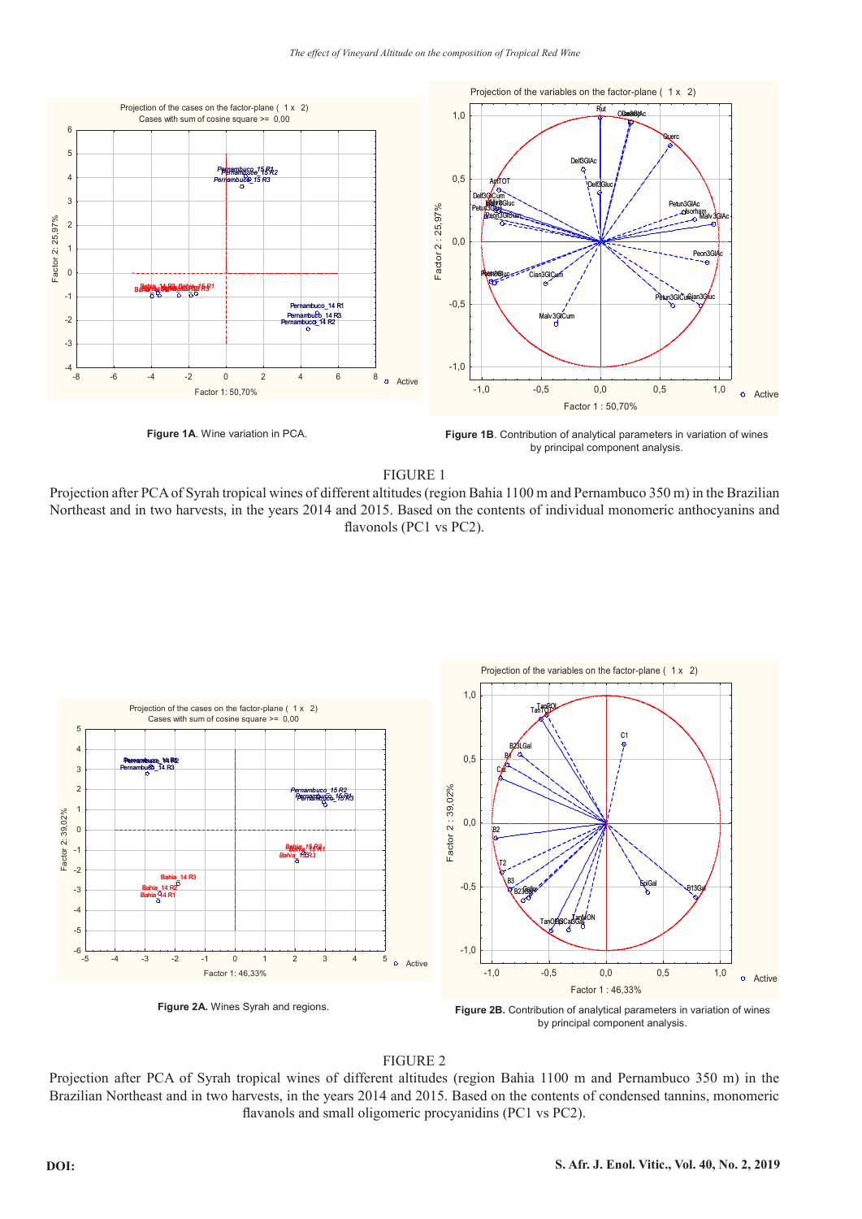**Figure 1A**. Wine variation in PCA.

**Figure 1B**. Contribution of analytical parameters in variation of wines by principal component analysis.

FIGURE 1

Projection after PCA of Syrah tropical wines of different altitudes (region Bahia 1100 m and Pernambuco 350 m) in the Brazilian Northeast and in two harvests, in the years 2014 and 2015. Based on the contents of individual monomeric anthocyanins and flavonols (PC1 vs PC2).

**Figure 2A.** Wines Syrah and regions.

**Figure 2B.** Contribution of analytical parameters in variation of wines by principal component analysis.

FIGURE 2

Projection after PCA of Syrah tropical wines of different altitudes (region Bahia 1100 m and Pernambuco 350 m) in the Brazilian Northeast and in two harvests, in the years 2014 and 2015. Based on the contents of condensed tannins, monomeric flavanols and small oligomeric procyanidins (PC1 vs PC2).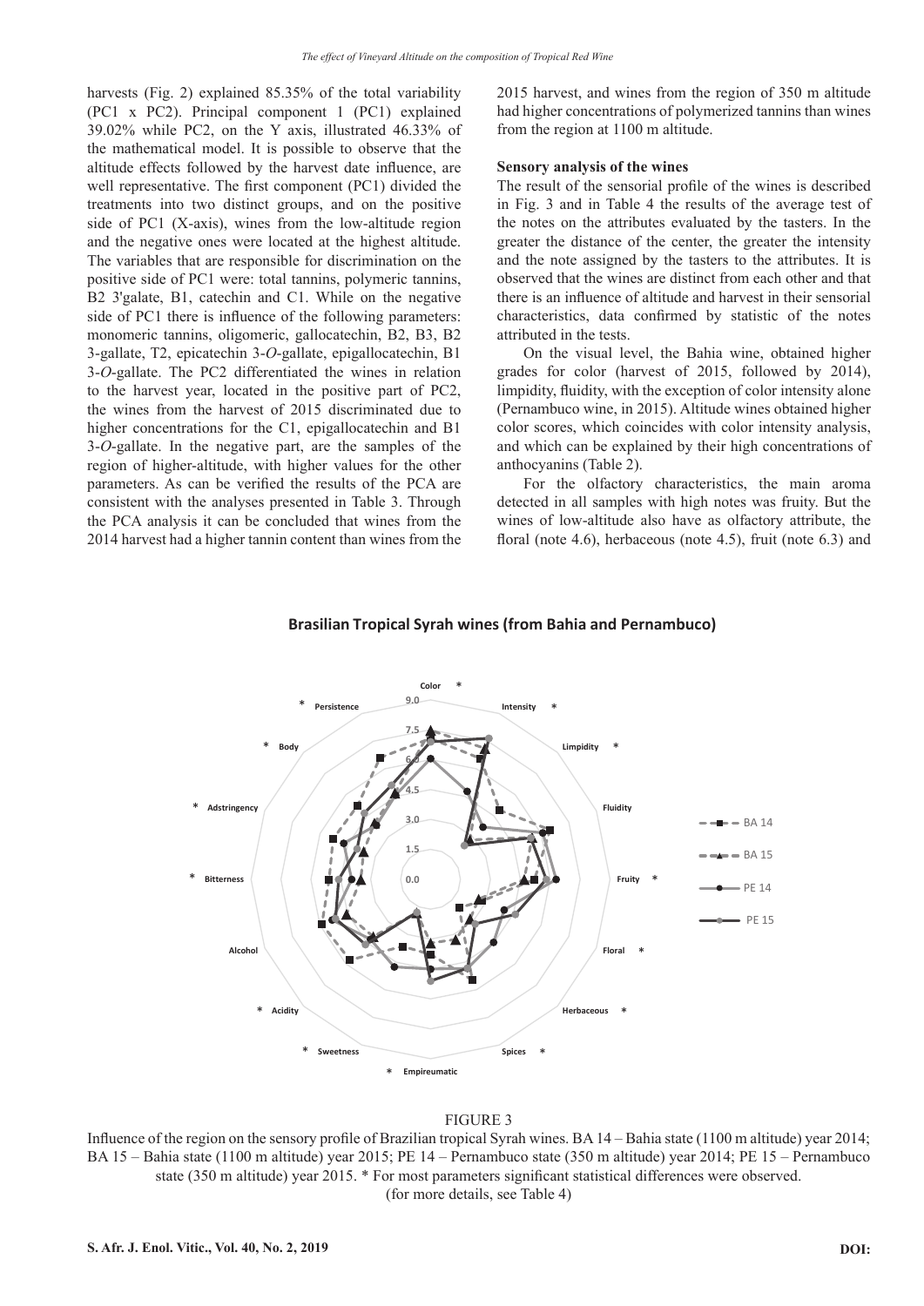harvests (Fig. 2) explained 85.35% of the total variability (PC1 x PC2). Principal component 1 (PC1) explained 39.02% while PC2, on the Y axis, illustrated 46.33% of the mathematical model. It is possible to observe that the altitude effects followed by the harvest date influence, are well representative. The first component (PC1) divided the treatments into two distinct groups, and on the positive side of PC1 (X-axis), wines from the low-altitude region and the negative ones were located at the highest altitude. The variables that are responsible for discrimination on the positive side of PC1 were: total tannins, polymeric tannins, B2 3'galate, B1, catechin and C1. While on the negative side of PC1 there is influence of the following parameters: monomeric tannins, oligomeric, gallocatechin, B2, B3, B2 3-gallate, T2, epicatechin 3-*O*-gallate, epigallocatechin, B1 3-*O*-gallate. The PC2 differentiated the wines in relation to the harvest year, located in the positive part of PC2, the wines from the harvest of 2015 discriminated due to higher concentrations for the C1, epigallocatechin and B1 3-*O*-gallate. In the negative part, are the samples of the region of higher-altitude, with higher values for the other parameters. As can be verified the results of the PCA are consistent with the analyses presented in Table 3. Through the PCA analysis it can be concluded that wines from the 2014 harvest had a higher tannin content than wines from the 2015 harvest, and wines from the region of 350 m altitude had higher concentrations of polymerized tannins than wines from the region at 1100 m altitude.

**Sensory analysis of the wines**

The result of the sensorial profile of the wines is described in Fig. 3 and in Table 4 the results of the average test of the notes on the attributes evaluated by the tasters. In the greater the distance of the center, the greater the intensity and the note assigned by the tasters to the attributes. It is observed that the wines are distinct from each other and that there is an influence of altitude and harvest in their sensorial characteristics, data confirmed by statistic of the notes attributed in the tests.

On the visual level, the Bahia wine, obtained higher grades for color (harvest of 2015, followed by 2014), limpidity, fluidity, with the exception of color intensity alone (Pernambuco wine, in 2015). Altitude wines obtained higher color scores, which coincides with color intensity analysis, and which can be explained by their high concentrations of anthocyanins (Table 2).

For the olfactory characteristics, the main aroma detected in all samples with high notes was fruity. But the wines of low-altitude also have as olfactory attribute, the floral (note 4.6), herbaceous (note 4.5), fruit (note 6.3) and

FIGURE 3

Influence of the region on the sensory profile of Brazilian tropical Syrah wines. BA 14 – Bahia state (1100 m altitude) year 2014; BA 15 – Bahia state (1100 m altitude) year 2015; PE 14 – Pernambuco state (350 m altitude) year 2014; PE 15 – Pernambuco state (350 m altitude) year 2015. * For most parameters significant statistical differences were observed. (for more details, see Table 4)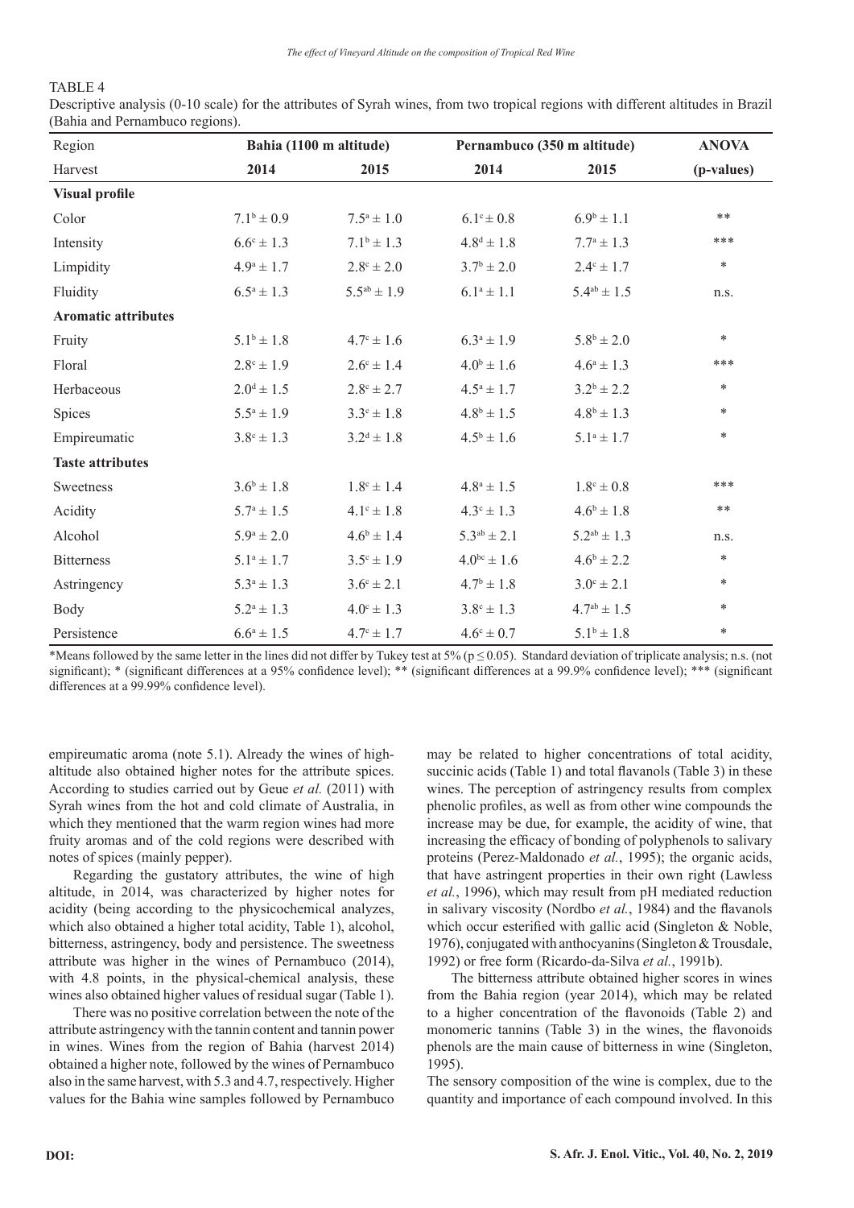TABLE 4

Descriptive analysis (0-10 scale) for the attributes of Syrah wines, from two tropical regions with different altitudes in Brazil (Bahia and Pernambuco regions).

| Region | Bahia (1100 m altitude) | | Pernambuco (350 m altitude) | | ANOVA |
|---|---|---|---|---|---|
| Harvest | 2014 | 2015 | 2014 | 2015 | (p-values) |
| **Visual profile** | | | | | |
| Color | $7.1^{b} \pm 0.9$ | $7.5^{a} \pm 1.0$ | $6.1^{c} \pm 0.8$ | $6.9^{b} \pm 1.1$ | ** |
| Intensity | $6.6^{c} \pm 1.3$ | $7.1^{b} \pm 1.3$ | $4.8^{d} \pm 1.8$ | $7.7^{a} \pm 1.3$ | *** |
| Limpidity | $4.9^{a} \pm 1.7$ | $2.8^{c} \pm 2.0$ | $3.7^{b} \pm 2.0$ | $2.4^{c} \pm 1.7$ | * |
| Fluidity | $6.5^{a} \pm 1.3$ | $5.5^{ab} \pm 1.9$ | $6.1^{a} \pm 1.1$ | $5.4^{ab} \pm 1.5$ | n.s. |
| **Aromatic attributes** | | | | | |
| Fruity | $5.1^{b} \pm 1.8$ | $4.7^{c} \pm 1.6$ | $6.3^{a} \pm 1.9$ | $5.8^{b} \pm 2.0$ | * |
| Floral | $2.8^{c} \pm 1.9$ | $2.6^{c} \pm 1.4$ | $4.0^{b} \pm 1.6$ | $4.6^{a} \pm 1.3$ | *** |
| Herbaceous | $2.0^{d} \pm 1.5$ | $2.8^{c} \pm 2.7$ | $4.5^{a} \pm 1.7$ | $3.2^{b} \pm 2.2$ | * |
| Spices | $5.5^{a} \pm 1.9$ | $3.3^{c} \pm 1.8$ | $4.8^{b} \pm 1.5$ | $4.8^{b} \pm 1.3$ | * |
| Empireumatic | $3.8^{c} \pm 1.3$ | $3.2^{d} \pm 1.8$ | $4.5^{b} \pm 1.6$ | $5.1^{a} \pm 1.7$ | * |
| **Taste attributes** | | | | | |
| Sweetness | $3.6^{b} \pm 1.8$ | $1.8^{c} \pm 1.4$ | $4.8^{a} \pm 1.5$ | $1.8^{c} \pm 0.8$ | *** |
| Acidity | $5.7^{a} \pm 1.5$ | $4.1^{c} \pm 1.8$ | $4.3^{c} \pm 1.3$ | $4.6^{b} \pm 1.8$ | ** |
| Alcohol | $5.9^{a} \pm 2.0$ | $4.6^{b} \pm 1.4$ | $5.3^{ab} \pm 2.1$ | $5.2^{ab} \pm 1.3$ | n.s. |
| Bitterness | $5.1^{a} \pm 1.7$ | $3.5^{c} \pm 1.9$ | $4.0^{bc} \pm 1.6$ | $4.6^{b} \pm 2.2$ | * |
| Astringency | $5.3^{a} \pm 1.3$ | $3.6^{c} \pm 2.1$ | $4.7^{b} \pm 1.8$ | $3.0^{c} \pm 2.1$ | * |
| Body | $5.2^{a} \pm 1.3$ | $4.0^{c} \pm 1.3$ | $3.8^{c} \pm 1.3$ | $4.7^{ab} \pm 1.5$ | * |
| Persistence | $6.6^{a} \pm 1.5$ | $4.7^{c} \pm 1.7$ | $4.6^{c} \pm 0.7$ | $5.1^{b} \pm 1.8$ | * |

*Means followed by the same letter in the lines did not differ by Tukey test at 5% ($p \leq 0.05$). Standard deviation of triplicate analysis; n.s. (not significant); * (significant differences at a 95% confidence level); ** (significant differences at a 99.9% confidence level); *** (significant differences at a 99.99% confidence level).

empireumatic aroma (note 5.1). Already the wines of high-altitude also obtained higher notes for the attribute spices. According to studies carried out by Geue *et al.* (2011) with Syrah wines from the hot and cold climate of Australia, in which they mentioned that the warm region wines had more fruity aromas and of the cold regions were described with notes of spices (mainly pepper).

Regarding the gustatory attributes, the wine of high altitude, in 2014, was characterized by higher notes for acidity (being according to the physicochemical analyzes, which also obtained a higher total acidity, Table 1), alcohol, bitterness, astringency, body and persistence. The sweetness attribute was higher in the wines of Pernambuco (2014), with 4.8 points, in the physical-chemical analysis, these wines also obtained higher values of residual sugar (Table 1).

There was no positive correlation between the note of the attribute astringency with the tannin content and tannin power in wines. Wines from the region of Bahia (harvest 2014) obtained a higher note, followed by the wines of Pernambuco also in the same harvest, with 5.3 and 4.7, respectively. Higher values for the Bahia wine samples followed by Pernambuco may be related to higher concentrations of total acidity, succinic acids (Table 1) and total flavanols (Table 3) in these wines. The perception of astringency results from complex phenolic profiles, as well as from other wine compounds the increase may be due, for example, the acidity of wine, that increasing the efficacy of bonding of polyphenols to salivary proteins (Perez-Maldonado *et al.*, 1995); the organic acids, that have astringent properties in their own right (Lawless *et al.*, 1996), which may result from pH mediated reduction in salivary viscosity (Nordbo *et al.*, 1984) and the flavanols which occur esterified with gallic acid (Singleton & Noble, 1976), conjugated with anthocyanins (Singleton & Trousdale, 1992) or free form (Ricardo-da-Silva *et al.*, 1991b).

The bitterness attribute obtained higher scores in wines from the Bahia region (year 2014), which may be related to a higher concentration of the flavonoids (Table 2) and monomeric tannins (Table 3) in the wines, the flavonoids phenols are the main cause of bitterness in wine (Singleton, 1995).

The sensory composition of the wine is complex, due to the quantity and importance of each compound involved. In this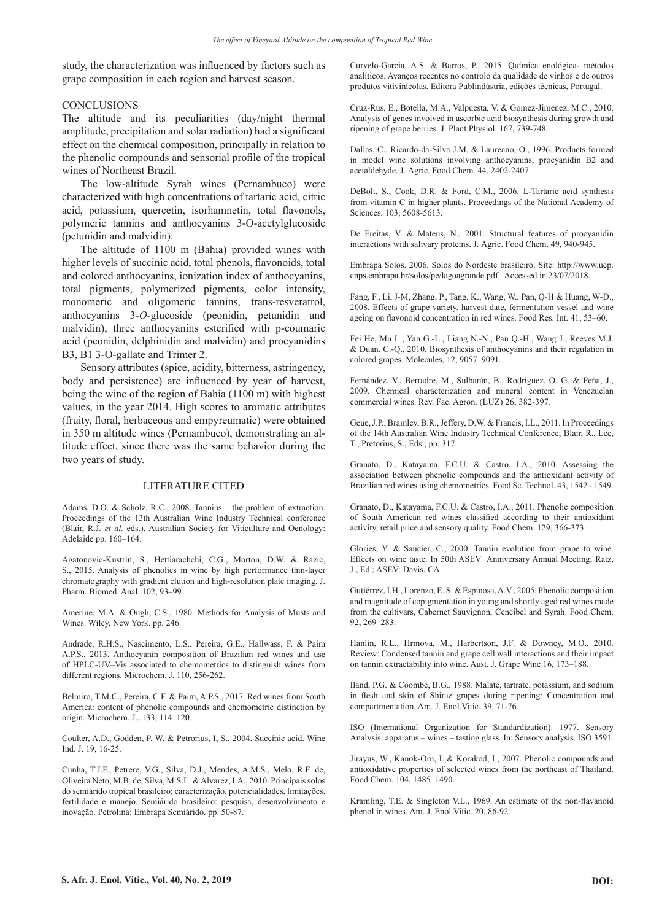study, the characterization was influenced by factors such as grape composition in each region and harvest season.

## CONCLUSIONS

The altitude and its peculiarities (day/night thermal amplitude, precipitation and solar radiation) had a significant effect on the chemical composition, principally in relation to the phenolic compounds and sensorial profile of the tropical wines of Northeast Brazil.

The low-altitude Syrah wines (Pernambuco) were characterized with high concentrations of tartaric acid, citric acid, potassium, quercetin, isorhamnetin, total flavonols, polymeric tannins and anthocyanins 3-O-acetylglucoside (petunidin and malvidin).

The altitude of 1100 m (Bahia) provided wines with higher levels of succinic acid, total phenols, flavonoids, total and colored anthocyanins, ionization index of anthocyanins, total pigments, polymerized pigments, color intensity, monomeric and oligomeric tannins, trans-resveratrol, anthocyanins 3-*O*-glucoside (peonidin, petunidin and malvidin), three anthocyanins esterified with p-coumaric acid (peonidin, delphinidin and malvidin) and procyanidins B3, B1 3-O-gallate and Trimer 2.

Sensory attributes (spice, acidity, bitterness, astringency, body and persistence) are influenced by year of harvest, being the wine of the region of Bahia (1100 m) with highest values, in the year 2014. High scores to aromatic attributes (fruity, floral, herbaceous and empyreumatic) were obtained in 350 m altitude wines (Pernambuco), demonstrating an altitude effect, since there was the same behavior during the two years of study.

## LITERATURE CITED

Adams, D.O. & Scholz, R.C., 2008. Tannins – the problem of extraction. Proceedings of the 13th Australian Wine Industry Technical conference (Blair, R.J. *et al.* eds.), Australian Society for Viticulture and Oenology: Adelaide pp. 160–164.

Agatonovic-Kustrin, S., Hettiarachchi, C.G., Morton, D.W. & Razic, S., 2015. Analysis of phenolics in wine by high performance thin-layer chromatography with gradient elution and high-resolution plate imaging. J. Pharm. Biomed. Anal. 102, 93–99.

Amerine, M.A. & Ough, C.S., 1980. Methods for Analysis of Musts and Wines. Wiley, New York. pp. 246.

Andrade, R.H.S., Nascimento, L.S., Pereira, G.E., Hallwass, F. & Paim A.P.S., 2013. Anthocyanin composition of Brazilian red wines and use of HPLC-UV–Vis associated to chemometrics to distinguish wines from different regions. Microchem. J. 110, 256-262.

Belmiro, T.M.C., Pereira, C.F. & Paim, A.P.S., 2017. Red wines from South America: content of phenolic compounds and chemometric distinction by origin. Microchem. J., 133, 114–120.

Coulter, A.D., Godden, P. W. & Petrorius, I, S., 2004. Succínic acid. Wine Ind. J. 19, 16-25.

Cunha, T.J.F., Petrere, V.G., Silva, D.J., Mendes, A.M.S., Melo, R.F. de, Oliveira Neto, M.B. de, Silva, M.S.L. & Alvarez, I.A., 2010. Principais solos do semiárido tropical brasileiro: caracterização, potencialidades, limitações, fertilidade e manejo. Semiárido brasileiro: pesquisa, desenvolvimento e inovação. Petrolina: Embrapa Semiárido. pp. 50-87.

Curvelo-Garcia, A.S. & Barros, P., 2015. Química enológica- métodos analíticos. Avanços recentes no controlo da qualidade de vinhos e de outros produtos vitivinícolas. Editora Publindústria, edições técnicas, Portugal.

Cruz-Rus, E., Botella, M.A., Valpuesta, V. & Gomez-Jimenez, M.C., 2010. Analysis of genes involved in ascorbic acid biosynthesis during growth and ripening of grape berries. J. Plant Physiol. 167, 739-748.

Dallas, C., Ricardo-da-Silva J.M. & Laureano, O., 1996. Products formed in model wine solutions involving anthocyanins, procyanidin B2 and acetaldehyde. J. Agric. Food Chem. 44, 2402-2407.

DeBolt, S., Cook, D.R. & Ford, C.M., 2006. L-Tartaric acid synthesis from vitamin C in higher plants. Proceedings of the National Academy of Sciences, 103, 5608-5613.

De Freitas, V. & Mateus, N., 2001. Structural features of procyanidin interactions with salivary proteins. J. Agric. Food Chem. 49, 940-945.

Embrapa Solos. 2006. Solos do Nordeste brasileiro. Site: http://www.uep.cnps.embrapa.br/solos/pe/lagoagrande.pdf Accessed in 23/07/2018.

Fang, F., Li, J-M, Zhang, P., Tang, K., Wang, W., Pan, Q-H & Huang, W-D., 2008. Effects of grape variety, harvest date, fermentation vessel and wine ageing on flavonoid concentration in red wines. Food Res. Int. 41, 53–60.

Fei He, Mu L., Yan G.-L., Liang N.-N., Pan Q.-H., Wang J., Reeves M.J. & Duan. C.-Q., 2010. Biosynthesis of anthocyanins and their regulation in colored grapes. Molecules, 12, 9057–9091.

Fernández, V., Berradre, M., Sulbarán, B., Rodríguez, O. G. & Peña, J., 2009. Chemical characterization and mineral content in Venezuelan commercial wines. Rev. Fac. Agron. (LUZ) 26, 382-397.

Geue, J.P., Bramley, B.R., Jeffery, D.W. & Francis, I.L., 2011. In Proceedings of the 14th Australian Wine Industry Technical Conference; Blair, R., Lee, T., Pretorius, S., Eds.; pp. 317.

Granato, D., Katayama, F.C.U. & Castro, I.A., 2010. Assessing the association between phenolic compounds and the antioxidant activity of Brazilian red wines using chemometrics. Food Sc. Technol. 43, 1542 - 1549.

Granato, D., Katayama, F.C.U. & Castro, I.A., 2011. Phenolic composition of South American red wines classified according to their antioxidant activity, retail price and sensory quality. Food Chem. 129, 366-373.

Glories, Y. & Saucier, C., 2000. Tannin evolution from grape to wine. Effects on wine taste. In 50th ASEV Anniversary Annual Meeting; Ratz, J., Ed.; ASEV: Davis, CA.

Gutiérrez, I.H., Lorenzo, E. S. & Espinosa, A.V., 2005. Phenolic composition and magnitude of copigmentation in young and shortly aged red wines made from the cultivars, Cabernet Sauvignon, Cencibel and Syrah. Food Chem. 92, 269–283.

Hanlin, R.L., Hrmova, M., Harbertson, J.F. & Downey, M.O., 2010. Review: Condensed tannin and grape cell wall interactions and their impact on tannin extractability into wine. Aust. J. Grape Wine 16, 173–188.

Iland, P.G. & Coombe, B.G., 1988. Malate, tartrate, potassium, and sodium in flesh and skin of Shiraz grapes during ripening: Concentration and compartmentation. Am. J. Enol.Vitic. 39, 71-76.

ISO (International Organization for Standardization). 1977. Sensory Analysis: apparatus – wines – tasting glass. In: Sensory analysis. ISO 3591.

Jirayus, W., Kanok-Orn, I. & Korakod, I., 2007. Phenolic compounds and antioxidative properties of selected wines from the northeast of Thailand. Food Chem. 104, 1485–1490.

Kramling, T.E. & Singleton V.L., 1969. An estimate of the non-flavanoid phenol in wines. Am. J. Enol.Vitic. 20, 86-92.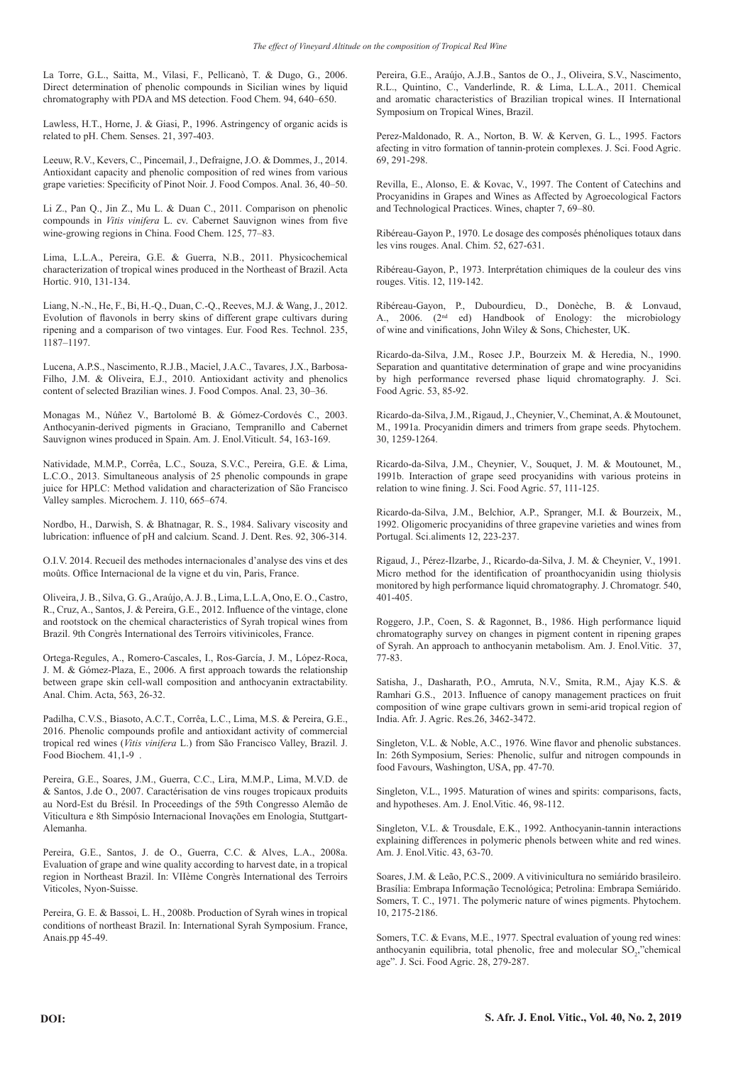La Torre, G.L., Saitta, M., Vilasi, F., Pellicanò, T. & Dugo, G., 2006. Direct determination of phenolic compounds in Sicilian wines by liquid chromatography with PDA and MS detection. Food Chem. 94, 640–650.

Lawless, H.T., Horne, J. & Giasi, P., 1996. Astringency of organic acids is related to pH. Chem. Senses. 21, 397-403.

Leeuw, R.V., Kevers, C., Pincemail, J., Defraigne, J.O. & Dommes, J., 2014. Antioxidant capacity and phenolic composition of red wines from various grape varieties: Specificity of Pinot Noir. J. Food Compos. Anal. 36, 40–50.

Li Z., Pan Q., Jin Z., Mu L. & Duan C., 2011. Comparison on phenolic compounds in *Vitis vinifera* L. cv. Cabernet Sauvignon wines from five wine-growing regions in China. Food Chem. 125, 77–83.

Lima, L.L.A., Pereira, G.E. & Guerra, N.B., 2011. Physicochemical characterization of tropical wines produced in the Northeast of Brazil. Acta Hortic. 910, 131-134.

Liang, N.-N., He, F., Bi, H.-Q., Duan, C.-Q., Reeves, M.J. & Wang, J., 2012. Evolution of flavonols in berry skins of different grape cultivars during ripening and a comparison of two vintages. Eur. Food Res. Technol. 235, 1187–1197.

Lucena, A.P.S., Nascimento, R.J.B., Maciel, J.A.C., Tavares, J.X., Barbosa-Filho, J.M. & Oliveira, E.J., 2010. Antioxidant activity and phenolics content of selected Brazilian wines. J. Food Compos. Anal. 23, 30–36.

Monagas M., Núñez V., Bartolomé B. & Gómez-Cordovés C., 2003. Anthocyanin-derived pigments in Graciano, Tempranillo and Cabernet Sauvignon wines produced in Spain. Am. J. Enol.Viticult. 54, 163-169.

Natividade, M.M.P., Corrêa, L.C., Souza, S.V.C., Pereira, G.E. & Lima, L.C.O., 2013. Simultaneous analysis of 25 phenolic compounds in grape juice for HPLC: Method validation and characterization of São Francisco Valley samples. Microchem. J. 110, 665–674.

Nordbo, H., Darwish, S. & Bhatnagar, R. S., 1984. Salivary viscosity and lubrication: influence of pH and calcium. Scand. J. Dent. Res. 92, 306-314.

O.I.V. 2014. Recueil des methodes internacionales d'analyse des vins et des moûts. Office Internacional de la vigne et du vin, Paris, France.

Oliveira, J.B., Silva, G.G., Araújo, A.J.B., Lima, L.L.A, Ono, E.O., Castro, R., Cruz, A., Santos, J. & Pereira, G.E., 2012. Influence of the vintage, clone and rootstock on the chemical characteristics of Syrah tropical wines from Brazil. 9th Congrès International des Terroirs vitivinicoles, France.

Ortega-Regules, A., Romero-Cascales, I., Ros-García, J. M., López-Roca, J. M. & Gómez-Plaza, E., 2006. A first approach towards the relationship between grape skin cell-wall composition and anthocyanin extractability. Anal. Chim. Acta, 563, 26-32.

Padilha, C.V.S., Biasoto, A.C.T., Corrêa, L.C., Lima, M.S. & Pereira, G.E., 2016. Phenolic compounds profile and antioxidant activity of commercial tropical red wines (*Vitis vinifera* L.) from São Francisco Valley, Brazil. J. Food Biochem. 41,1-9 .

Pereira, G.E., Soares, J.M., Guerra, C.C., Lira, M.M.P., Lima, M.V.D. de & Santos, J.de O., 2007. Caractérisation de vins rouges tropicaux produits au Nord-Est du Brésil. In Proceedings of the 59th Congresso Alemão de Viticultura e 8th Simpósio Internacional Inovações em Enologia, Stuttgart-Alemanha.

Pereira, G.E., Santos, J. de O., Guerra, C.C. & Alves, L.A., 2008a. Evaluation of grape and wine quality according to harvest date, in a tropical region in Northeast Brazil. In: VIIème Congrès International des Terroirs Viticoles, Nyon-Suisse.

Pereira, G. E. & Bassoi, L. H., 2008b. Production of Syrah wines in tropical conditions of northeast Brazil. In: International Syrah Symposium. France, Anais.pp 45-49.

Pereira, G.E., Araújo, A.J.B., Santos de O., J., Oliveira, S.V., Nascimento, R.L., Quintino, C., Vanderlinde, R. & Lima, L.L.A., 2011. Chemical and aromatic characteristics of Brazilian tropical wines. II International Symposium on Tropical Wines, Brazil.

Perez-Maldonado, R. A., Norton, B. W. & Kerven, G. L., 1995. Factors afecting in vitro formation of tannin-protein complexes. J. Sci. Food Agric. 69, 291-298.

Revilla, E., Alonso, E. & Kovac, V., 1997. The Content of Catechins and Procyanidins in Grapes and Wines as Affected by Agroecological Factors and Technological Practices. Wines, chapter 7, 69–80.

Ribéreau-Gayon P., 1970. Le dosage des composés phénoliques totaux dans les vins rouges. Anal. Chim. 52, 627-631.

Ribéreau-Gayon, P., 1973. Interprétation chimiques de la couleur des vins rouges. Vitis. 12, 119-142.

Ribéreau-Gayon, P., Dubourdieu, D., Donèche, B. & Lonvaud, A., 2006. (2nd ed) Handbook of Enology: the microbiology of wine and vinifications, John Wiley & Sons, Chichester, UK.

Ricardo-da-Silva, J.M., Rosec J.P., Bourzeix M. & Heredia, N., 1990. Separation and quantitative determination of grape and wine procyanidins by high performance reversed phase liquid chromatography. J. Sci. Food Agric. 53, 85-92.

Ricardo-da-Silva, J.M., Rigaud, J., Cheynier, V., Cheminat, A. & Moutounet, M., 1991a. Procyanidin dimers and trimers from grape seeds. Phytochem. 30, 1259-1264.

Ricardo-da-Silva, J.M., Cheynier, V., Souquet, J. M. & Moutounet, M., 1991b. Interaction of grape seed procyanidins with various proteins in relation to wine fining. J. Sci. Food Agric. 57, 111-125.

Ricardo-da-Silva, J.M., Belchior, A.P., Spranger, M.I. & Bourzeix, M., 1992. Oligomeric procyanidins of three grapevine varieties and wines from Portugal. Sci.aliments 12, 223-237.

Rigaud, J., Pérez-Ilzarbe, J., Ricardo-da-Silva, J. M. & Cheynier, V., 1991. Micro method for the identification of proanthocyanidin using thiolysis monitored by high performance liquid chromatography. J. Chromatogr. 540, 401-405.

Roggero, J.P., Coen, S. & Ragonnet, B., 1986. High performance liquid chromatography survey on changes in pigment content in ripening grapes of Syrah. An approach to anthocyanin metabolism. Am. J. Enol.Vitic. 37, 77-83.

Satisha, J., Dasharath, P.O., Amruta, N.V., Smita, R.M., Ajay K.S. & Ramhari G.S., 2013. Influence of canopy management practices on fruit composition of wine grape cultivars grown in semi-arid tropical region of India. Afr. J. Agric. Res.26, 3462-3472.

Singleton, V.L. & Noble, A.C., 1976. Wine flavor and phenolic substances. In: 26th Symposium, Series: Phenolic, sulfur and nitrogen compounds in food Favours, Washington, USA, pp. 47-70.

Singleton, V.L., 1995. Maturation of wines and spirits: comparisons, facts, and hypotheses. Am. J. Enol.Vitic. 46, 98-112.

Singleton, V.L. & Trousdale, E.K., 1992. Anthocyanin-tannin interactions explaining differences in polymeric phenols between white and red wines. Am. J. Enol.Vitic. 43, 63-70.

Soares, J.M. & Leão, P.C.S., 2009. A vitivinicultura no semiárido brasileiro. Brasília: Embrapa Informação Tecnológica; Petrolina: Embrapa Semiárido.

Somers, T. C., 1971. The polymeric nature of wines pigments. Phytochem. 10, 2175-2186.

Somers, T.C. & Evans, M.E., 1977. Spectral evaluation of young red wines: anthocyanin equilibria, total phenolic, free and molecular $SO_2$,"chemical age". J. Sci. Food Agric. 28, 279-287.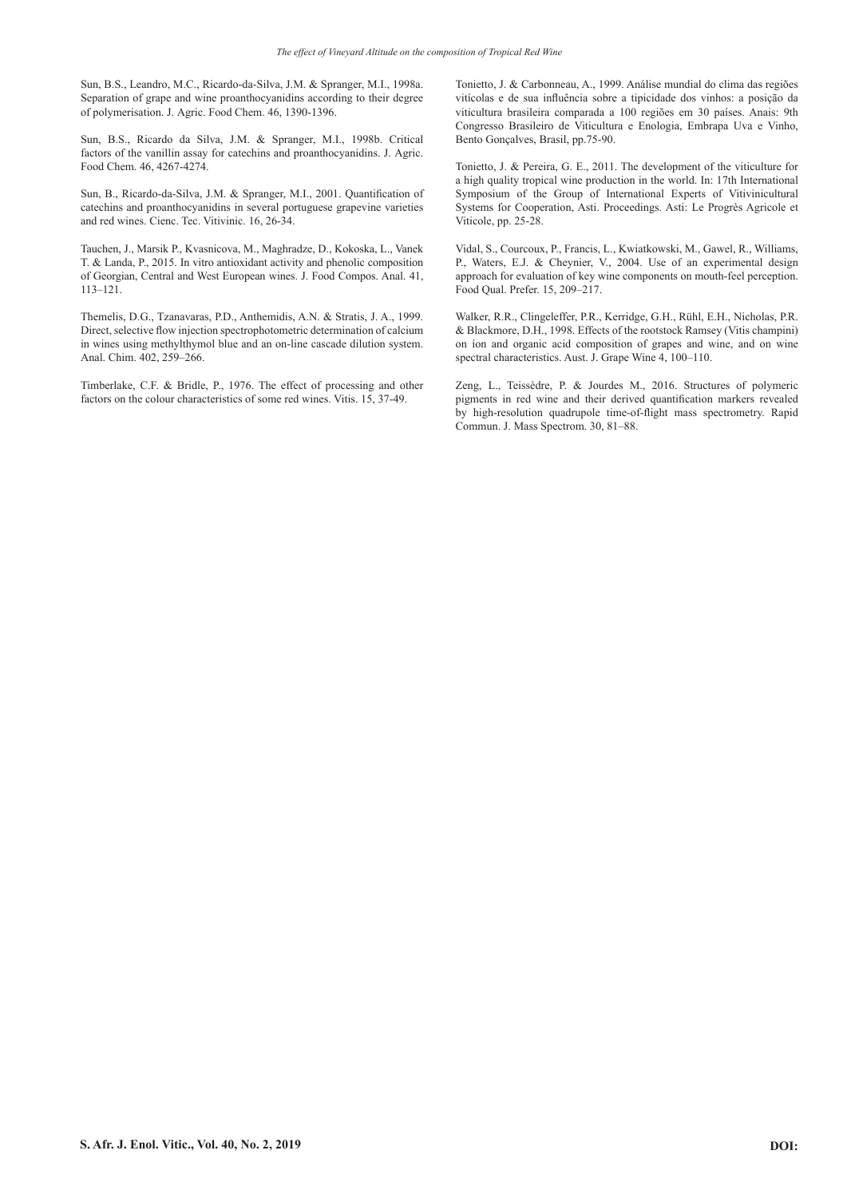Sun, B.S., Leandro, M.C., Ricardo-da-Silva, J.M. & Spranger, M.I., 1998a. Separation of grape and wine proanthocyanidins according to their degree of polymerisation. J. Agric. Food Chem. 46, 1390-1396.

Sun, B.S., Ricardo da Silva, J.M. & Spranger, M.I., 1998b. Critical factors of the vanillin assay for catechins and proanthocyanidins. J. Agric. Food Chem. 46, 4267-4274.

Sun, B., Ricardo-da-Silva, J.M. & Spranger, M.I., 2001. Quantification of catechins and proanthocyanidins in several portuguese grapevine varieties and red wines. Cienc. Tec. Vitivinic. 16, 26-34.

Tauchen, J., Marsik P., Kvasnicova, M., Maghradze, D., Kokoska, L., Vanek T. & Landa, P., 2015. In vitro antioxidant activity and phenolic composition of Georgian, Central and West European wines. J. Food Compos. Anal. 41, 113–121.

Themelis, D.G., Tzanavaras, P.D., Anthemidis, A.N. & Stratis, J. A., 1999. Direct, selective flow injection spectrophotometric determination of calcium in wines using methylthymol blue and an on-line cascade dilution system. Anal. Chim. 402, 259–266.

Timberlake, C.F. & Bridle, P., 1976. The effect of processing and other factors on the colour characteristics of some red wines. Vitis. 15, 37-49.

Tonietto, J. & Carbonneau, A., 1999. Análise mundial do clima das regiões vitícolas e de sua influência sobre a tipicidade dos vinhos: a posição da viticultura brasileira comparada a 100 regiões em 30 países. Anais: 9th Congresso Brasileiro de Viticultura e Enologia, Embrapa Uva e Vinho, Bento Gonçalves, Brasil, pp.75-90.

Tonietto, J. & Pereira, G. E., 2011. The development of the viticulture for a high quality tropical wine production in the world. In: 17th International Symposium of the Group of International Experts of Vitivinicultural Systems for Cooperation, Asti. Proceedings. Asti: Le Progrès Agricole et Viticole, pp. 25-28.

Vidal, S., Courcoux, P., Francis, L., Kwiatkowski, M., Gawel, R., Williams, P., Waters, E.J. & Cheynier, V., 2004. Use of an experimental design approach for evaluation of key wine components on mouth-feel perception. Food Qual. Prefer. 15, 209–217.

Walker, R.R., Clingeleffer, P.R., Kerridge, G.H., Rühl, E.H., Nicholas, P.R. & Blackmore, D.H., 1998. Effects of the rootstock Ramsey (Vitis champini) on íon and organic acid composition of grapes and wine, and on wine spectral characteristics. Aust. J. Grape Wine 4, 100–110.

Zeng, L., Teissèdre, P. & Jourdes M., 2016. Structures of polymeric pigments in red wine and their derived quantification markers revealed by high-resolution quadrupole time-of-flight mass spectrometry. Rapid Commun. J. Mass Spectrom. 30, 81–88.